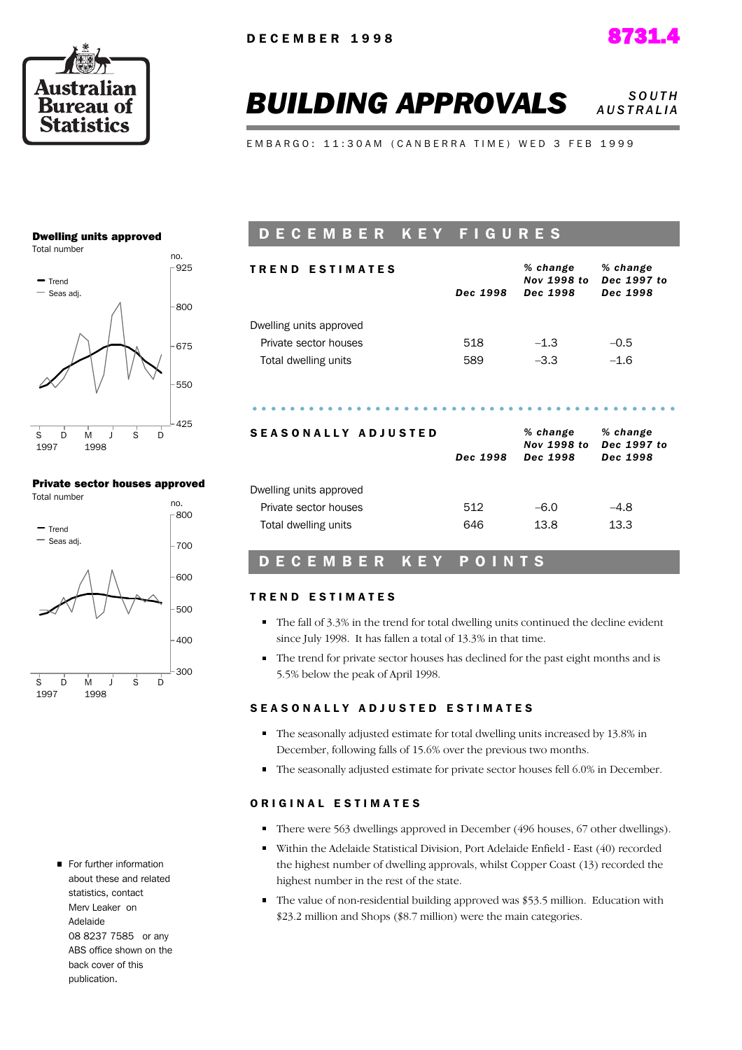DECEMBER 1998

8731.4

# BUILDING APPROVALS

SOUTH AUSTRALIA

EMBARGO: 11:30AM (CANBERRA TIME) WED 3 FEB 1999

**Dwelling units approved**
Total number

**Private sector houses approved**
Total number

## DECEMBER KEY FIGURES

| TREND ESTIMATES | Dec 1998 | % change Nov 1998 to Dec 1998 | % change Dec 1997 to Dec 1998 |
|---|---|---|---|
| Dwelling units approved | | | |
| Private sector houses | 518 | –1.3 | –0.5 |
| Total dwelling units | 589 | –3.3 | –1.6 |

| SEASONALLY ADJUSTED | Dec 1998 | % change Nov 1998 to Dec 1998 | % change Dec 1997 to Dec 1998 |
|---|---|---|---|
| Dwelling units approved | | | |
| Private sector houses | 512 | –6.0 | –4.8 |
| Total dwelling units | 646 | 13.8 | 13.3 |

## DECEMBER KEY POINTS

### TREND ESTIMATES

- The fall of 3.3% in the trend for total dwelling units continued the decline evident since July 1998. It has fallen a total of 13.3% in that time.
- The trend for private sector houses has declined for the past eight months and is 5.5% below the peak of April 1998.

### SEASONALLY ADJUSTED ESTIMATES

- The seasonally adjusted estimate for total dwelling units increased by 13.8% in December, following falls of 15.6% over the previous two months.
- The seasonally adjusted estimate for private sector houses fell 6.0% in December.

### ORIGINAL ESTIMATES

- There were 563 dwellings approved in December (496 houses, 67 other dwellings).
- Within the Adelaide Statistical Division, Port Adelaide Enfield - East (40) recorded the highest number of dwelling approvals, whilst Copper Coast (13) recorded the highest number in the rest of the state.
- The value of non-residential building approved was $53.5 million. Education with $23.2 million and Shops ($8.7 million) were the main categories.

- For further information about these and related statistics, contact Merv Leaker on Adelaide 08 8237 7585 or any ABS office shown on the back cover of this publication.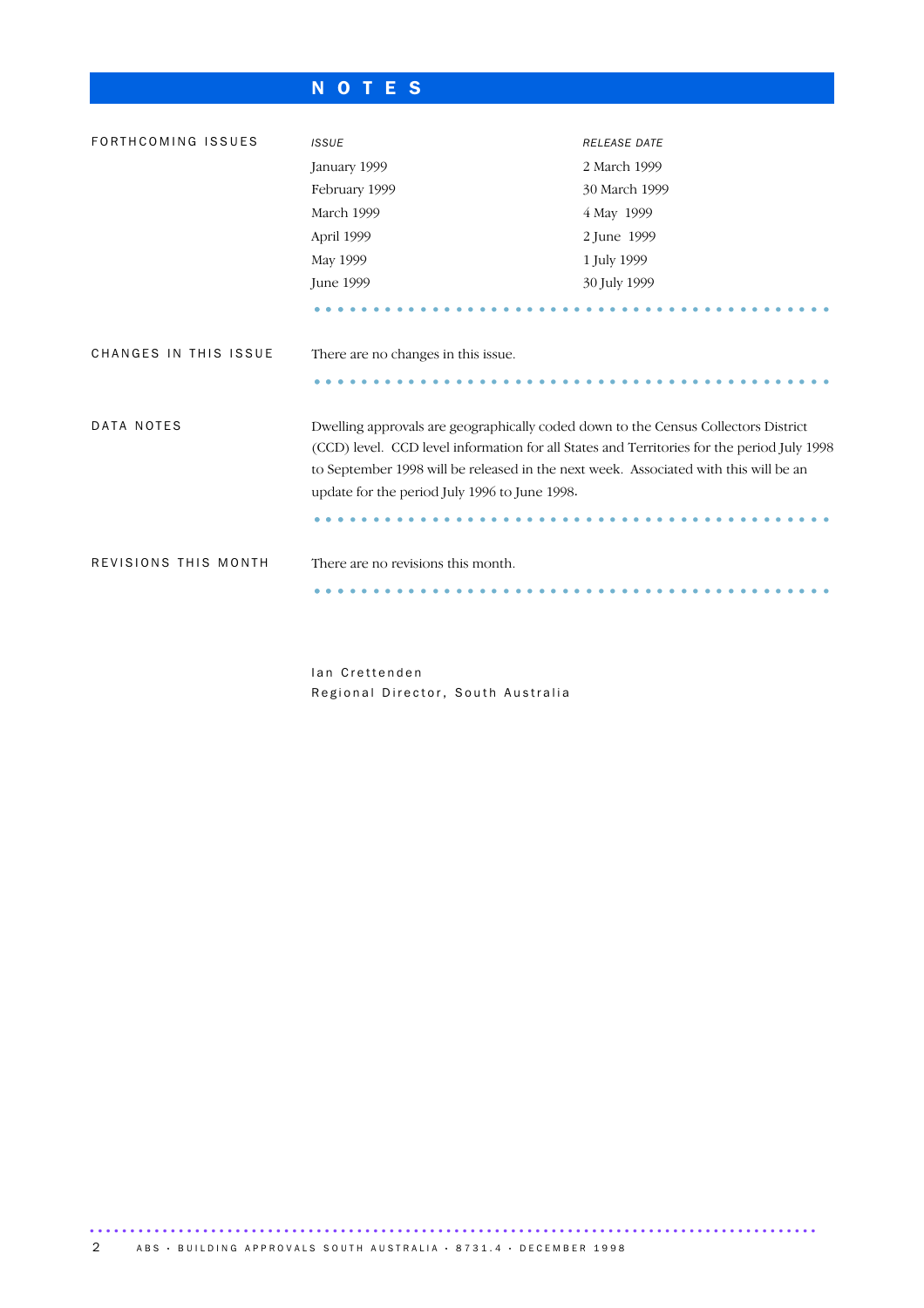# NOTES

## FORTHCOMING ISSUES

| *ISSUE* | *RELEASE DATE* |
|---|---|
| January 1999 | 2 March 1999 |
| February 1999 | 30 March 1999 |
| March 1999 | 4 May 1999 |
| April 1999 | 2 June 1999 |
| May 1999 | 1 July 1999 |
| June 1999 | 30 July 1999 |

## CHANGES IN THIS ISSUE

There are no changes in this issue.

## DATA NOTES

Dwelling approvals are geographically coded down to the Census Collectors District (CCD) level. CCD level information for all States and Territories for the period July 1998 to September 1998 will be released in the next week. Associated with this will be an update for the period July 1996 to June 1998.

## REVISIONS THIS MONTH

There are no revisions this month.

Ian Crettenden
Regional Director, South Australia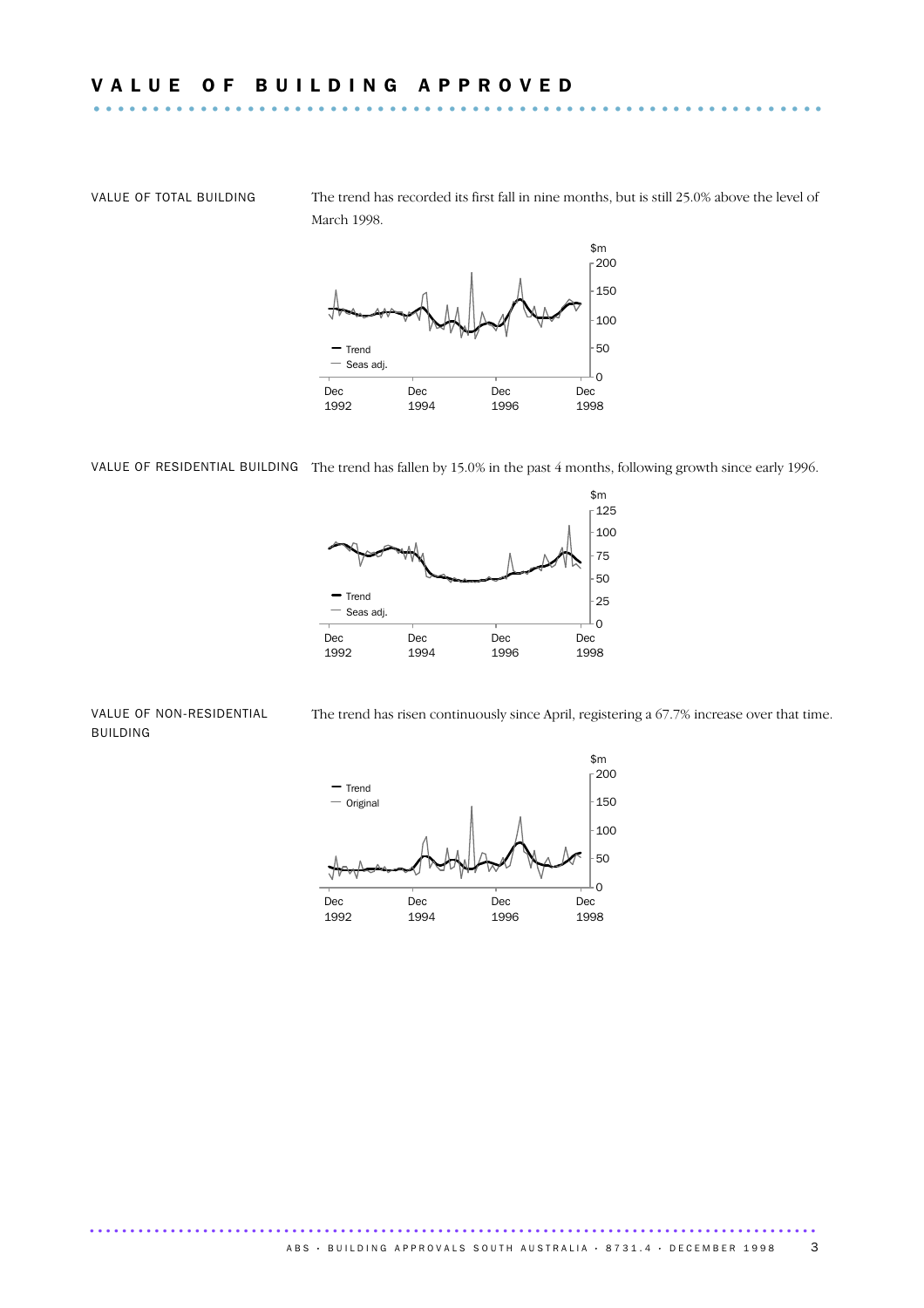# VALUE OF BUILDING APPROVED

VALUE OF TOTAL BUILDING

The trend has recorded its first fall in nine months, but is still 25.0% above the level of March 1998.

VALUE OF RESIDENTIAL BUILDING

The trend has fallen by 15.0% in the past 4 months, following growth since early 1996.

VALUE OF NON-RESIDENTIAL BUILDING

The trend has risen continuously since April, registering a 67.7% increase over that time.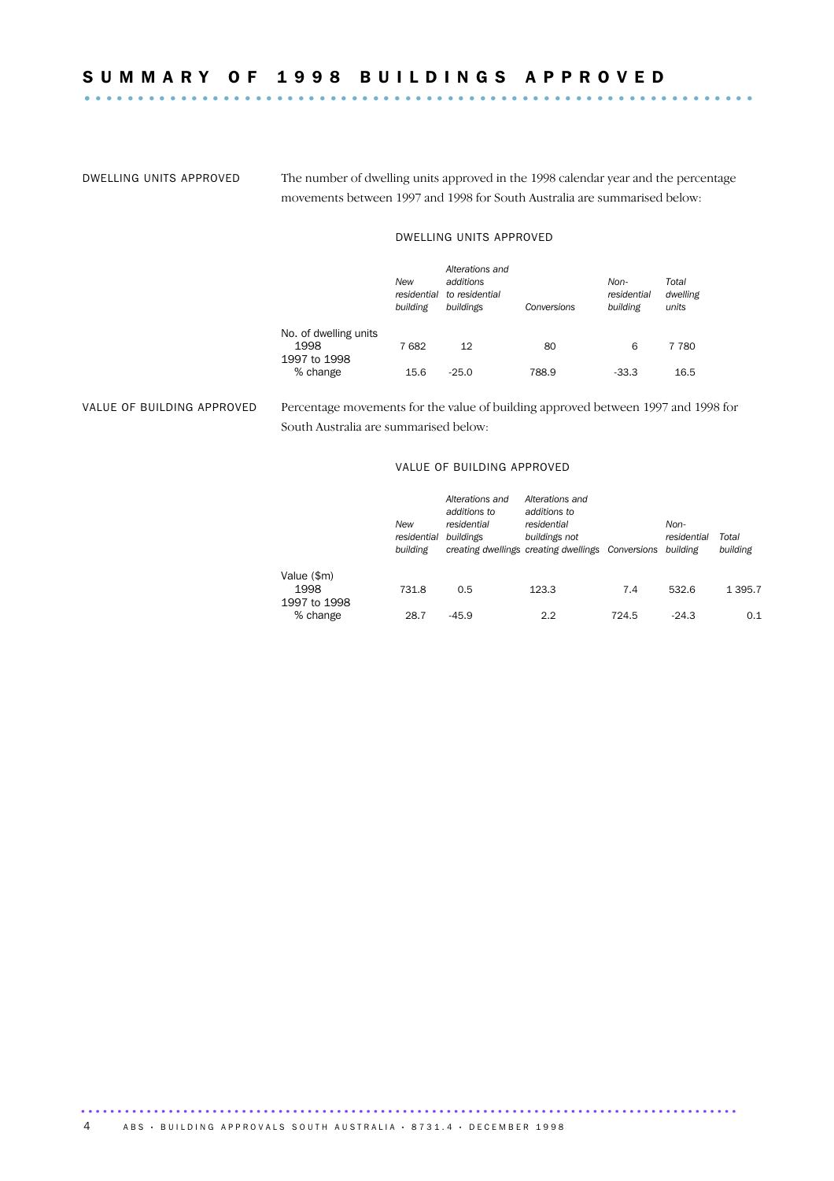# SUMMARY OF 1998 BUILDINGS APPROVED

## DWELLING UNITS APPROVED

The number of dwelling units approved in the 1998 calendar year and the percentage movements between 1997 and 1998 for South Australia are summarised below:

DWELLING UNITS APPROVED

| | *New residential building* | *Alterations and additions to residential buildings* | *Conversions* | *Non-residential building* | *Total dwelling units* |
|---|---|---|---|---|---|
| No. of dwelling units | | | | | |
| 1998 | 7 682 | 12 | 80 | 6 | 7 780 |
| 1997 to 1998 | | | | | |
| % change | 15.6 | -25.0 | 788.9 | -33.3 | 16.5 |

## VALUE OF BUILDING APPROVED

Percentage movements for the value of building approved between 1997 and 1998 for South Australia are summarised below:

VALUE OF BUILDING APPROVED

| | *New residential building* | *Alterations and additions to residential buildings creating dwellings* | *Alterations and additions to residential buildings not creating dwellings* | *Conversions* | *Non-residential building* | *Total building* |
|---|---|---|---|---|---|---|
| Value ($m) | | | | | | |
| 1998 | 731.8 | 0.5 | 123.3 | 7.4 | 532.6 | 1 395.7 |
| 1997 to 1998 | | | | | | |
| % change | 28.7 | -45.9 | 2.2 | 724.5 | -24.3 | 0.1 |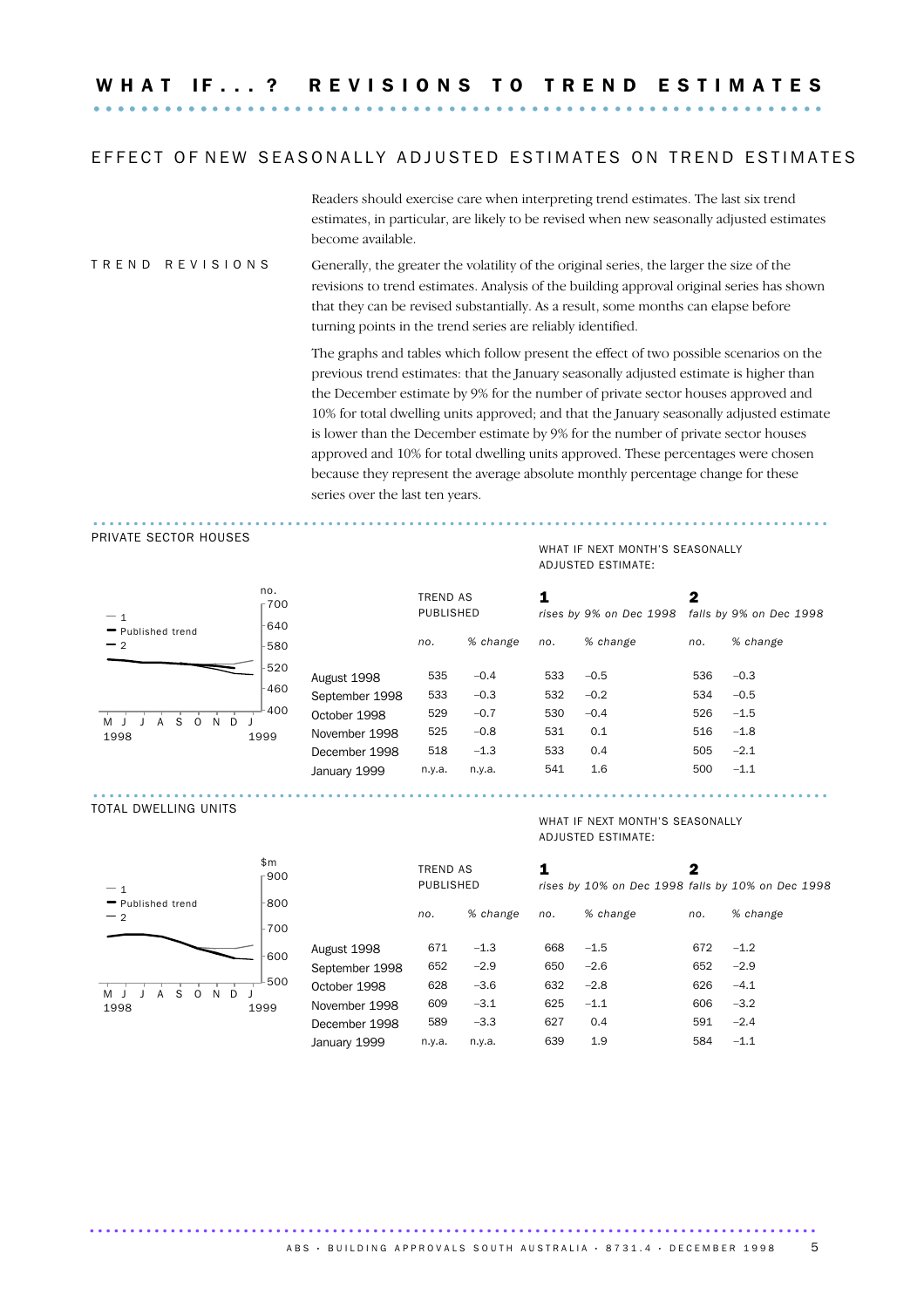# WHAT IF...? REVISIONS TO TREND ESTIMATES

## EFFECT OF NEW SEASONALLY ADJUSTED ESTIMATES ON TREND ESTIMATES

Readers should exercise care when interpreting trend estimates. The last six trend estimates, in particular, are likely to be revised when new seasonally adjusted estimates become available.

### TREND REVISIONS

Generally, the greater the volatility of the original series, the larger the size of the revisions to trend estimates. Analysis of the building approval original series has shown that they can be revised substantially. As a result, some months can elapse before turning points in the trend series are reliably identified.

The graphs and tables which follow present the effect of two possible scenarios on the previous trend estimates: that the January seasonally adjusted estimate is higher than the December estimate by 9% for the number of private sector houses approved and 10% for total dwelling units approved; and that the January seasonally adjusted estimate is lower than the December estimate by 9% for the number of private sector houses approved and 10% for total dwelling units approved. These percentages were chosen because they represent the average absolute monthly percentage change for these series over the last ten years.

### PRIVATE SECTOR HOUSES

WHAT IF NEXT MONTH'S SEASONALLY ADJUSTED ESTIMATE:

| | TREND AS PUBLISHED | | 1 *rises by 9% on Dec 1998* | | 2 *falls by 9% on Dec 1998* | |
|---|---|---|---|---|---|---|
| | *no.* | *% change* | *no.* | *% change* | *no.* | *% change* |
| August 1998 | 535 | –0.4 | 533 | –0.5 | 536 | –0.3 |
| September 1998 | 533 | –0.3 | 532 | –0.2 | 534 | –0.5 |
| October 1998 | 529 | –0.7 | 530 | –0.4 | 526 | –1.5 |
| November 1998 | 525 | –0.8 | 531 | 0.1 | 516 | –1.8 |
| December 1998 | 518 | –1.3 | 533 | 0.4 | 505 | –2.1 |
| January 1999 | n.y.a. | n.y.a. | 541 | 1.6 | 500 | –1.1 |

### TOTAL DWELLING UNITS

WHAT IF NEXT MONTH'S SEASONALLY ADJUSTED ESTIMATE:

| | TREND AS PUBLISHED | | 1 *rises by 10% on Dec 1998* | | 2 *falls by 10% on Dec 1998* | |
|---|---|---|---|---|---|---|
| | *no.* | *% change* | *no.* | *% change* | *no.* | *% change* |
| August 1998 | 671 | –1.3 | 668 | –1.5 | 672 | –1.2 |
| September 1998 | 652 | –2.9 | 650 | –2.6 | 652 | –2.9 |
| October 1998 | 628 | –3.6 | 632 | –2.8 | 626 | –4.1 |
| November 1998 | 609 | –3.1 | 625 | –1.1 | 606 | –3.2 |
| December 1998 | 589 | –3.3 | 627 | 0.4 | 591 | –2.4 |
| January 1999 | n.y.a. | n.y.a. | 639 | 1.9 | 584 | –1.1 |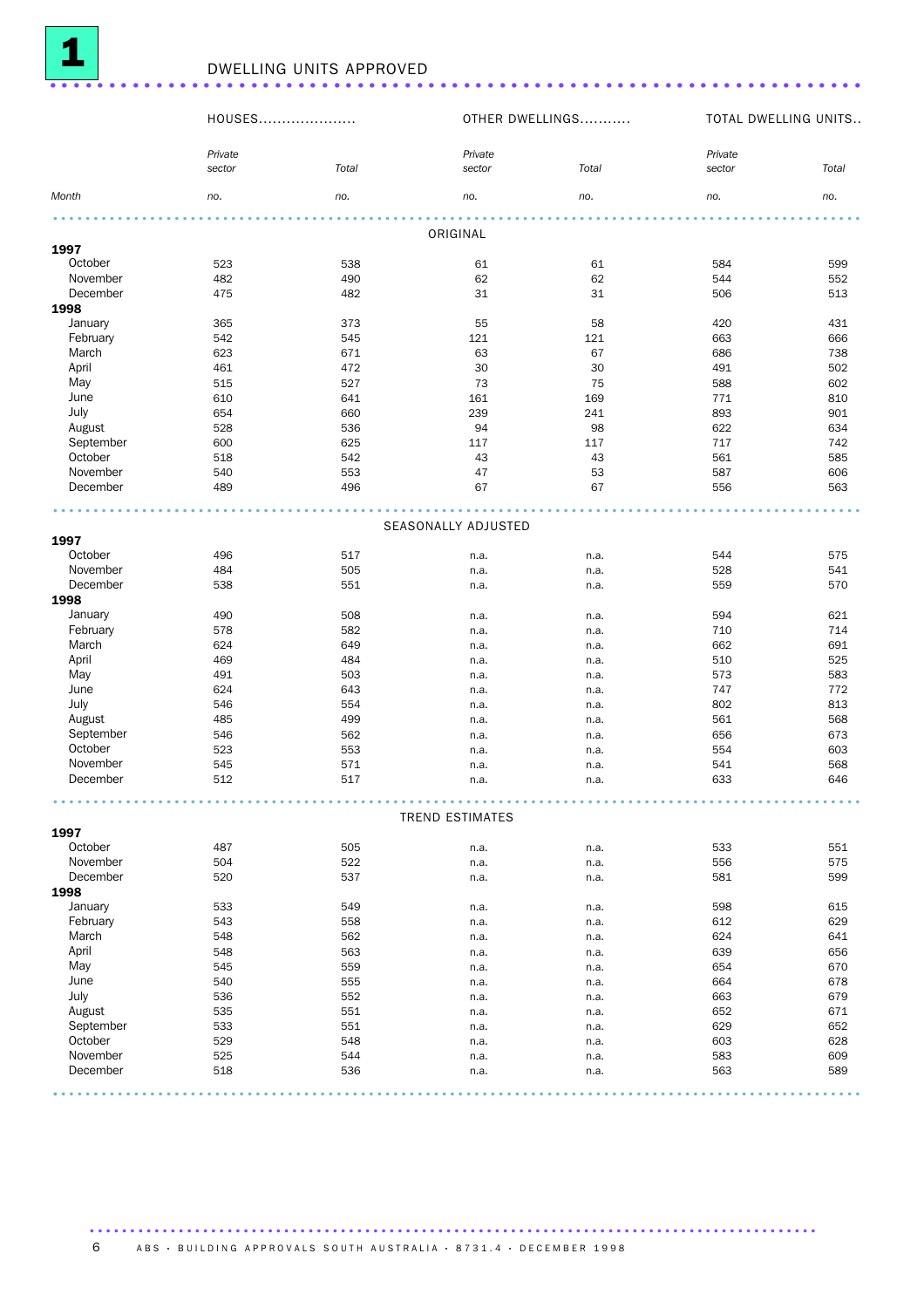# 1 DWELLING UNITS APPROVED

| | HOUSES | | OTHER DWELLINGS | | TOTAL DWELLING UNITS | |
|---|---|---|---|---|---|---|
| | Private sector | Total | Private sector | Total | Private sector | Total |
| Month | no. | no. | no. | no. | no. | no. |
| **ORIGINAL** | | | | | | |
| **1997** | | | | | | |
| October | 523 | 538 | 61 | 61 | 584 | 599 |
| November | 482 | 490 | 62 | 62 | 544 | 552 |
| December | 475 | 482 | 31 | 31 | 506 | 513 |
| **1998** | | | | | | |
| January | 365 | 373 | 55 | 58 | 420 | 431 |
| February | 542 | 545 | 121 | 121 | 663 | 666 |
| March | 623 | 671 | 63 | 67 | 686 | 738 |
| April | 461 | 472 | 30 | 30 | 491 | 502 |
| May | 515 | 527 | 73 | 75 | 588 | 602 |
| June | 610 | 641 | 161 | 169 | 771 | 810 |
| July | 654 | 660 | 239 | 241 | 893 | 901 |
| August | 528 | 536 | 94 | 98 | 622 | 634 |
| September | 600 | 625 | 117 | 117 | 717 | 742 |
| October | 518 | 542 | 43 | 43 | 561 | 585 |
| November | 540 | 553 | 47 | 53 | 587 | 606 |
| December | 489 | 496 | 67 | 67 | 556 | 563 |
| **SEASONALLY ADJUSTED** | | | | | | |
| **1997** | | | | | | |
| October | 496 | 517 | n.a. | n.a. | 544 | 575 |
| November | 484 | 505 | n.a. | n.a. | 528 | 541 |
| December | 538 | 551 | n.a. | n.a. | 559 | 570 |
| **1998** | | | | | | |
| January | 490 | 508 | n.a. | n.a. | 594 | 621 |
| February | 578 | 582 | n.a. | n.a. | 710 | 714 |
| March | 624 | 649 | n.a. | n.a. | 662 | 691 |
| April | 469 | 484 | n.a. | n.a. | 510 | 525 |
| May | 491 | 503 | n.a. | n.a. | 573 | 583 |
| June | 624 | 643 | n.a. | n.a. | 747 | 772 |
| July | 546 | 554 | n.a. | n.a. | 802 | 813 |
| August | 485 | 499 | n.a. | n.a. | 561 | 568 |
| September | 546 | 562 | n.a. | n.a. | 656 | 673 |
| October | 523 | 553 | n.a. | n.a. | 554 | 603 |
| November | 545 | 571 | n.a. | n.a. | 541 | 568 |
| December | 512 | 517 | n.a. | n.a. | 633 | 646 |
| **TREND ESTIMATES** | | | | | | |
| **1997** | | | | | | |
| October | 487 | 505 | n.a. | n.a. | 533 | 551 |
| November | 504 | 522 | n.a. | n.a. | 556 | 575 |
| December | 520 | 537 | n.a. | n.a. | 581 | 599 |
| **1998** | | | | | | |
| January | 533 | 549 | n.a. | n.a. | 598 | 615 |
| February | 543 | 558 | n.a. | n.a. | 612 | 629 |
| March | 548 | 562 | n.a. | n.a. | 624 | 641 |
| April | 548 | 563 | n.a. | n.a. | 639 | 656 |
| May | 545 | 559 | n.a. | n.a. | 654 | 670 |
| June | 540 | 555 | n.a. | n.a. | 664 | 678 |
| July | 536 | 552 | n.a. | n.a. | 663 | 679 |
| August | 535 | 551 | n.a. | n.a. | 652 | 671 |
| September | 533 | 551 | n.a. | n.a. | 629 | 652 |
| October | 529 | 548 | n.a. | n.a. | 603 | 628 |
| November | 525 | 544 | n.a. | n.a. | 583 | 609 |
| December | 518 | 536 | n.a. | n.a. | 563 | 589 |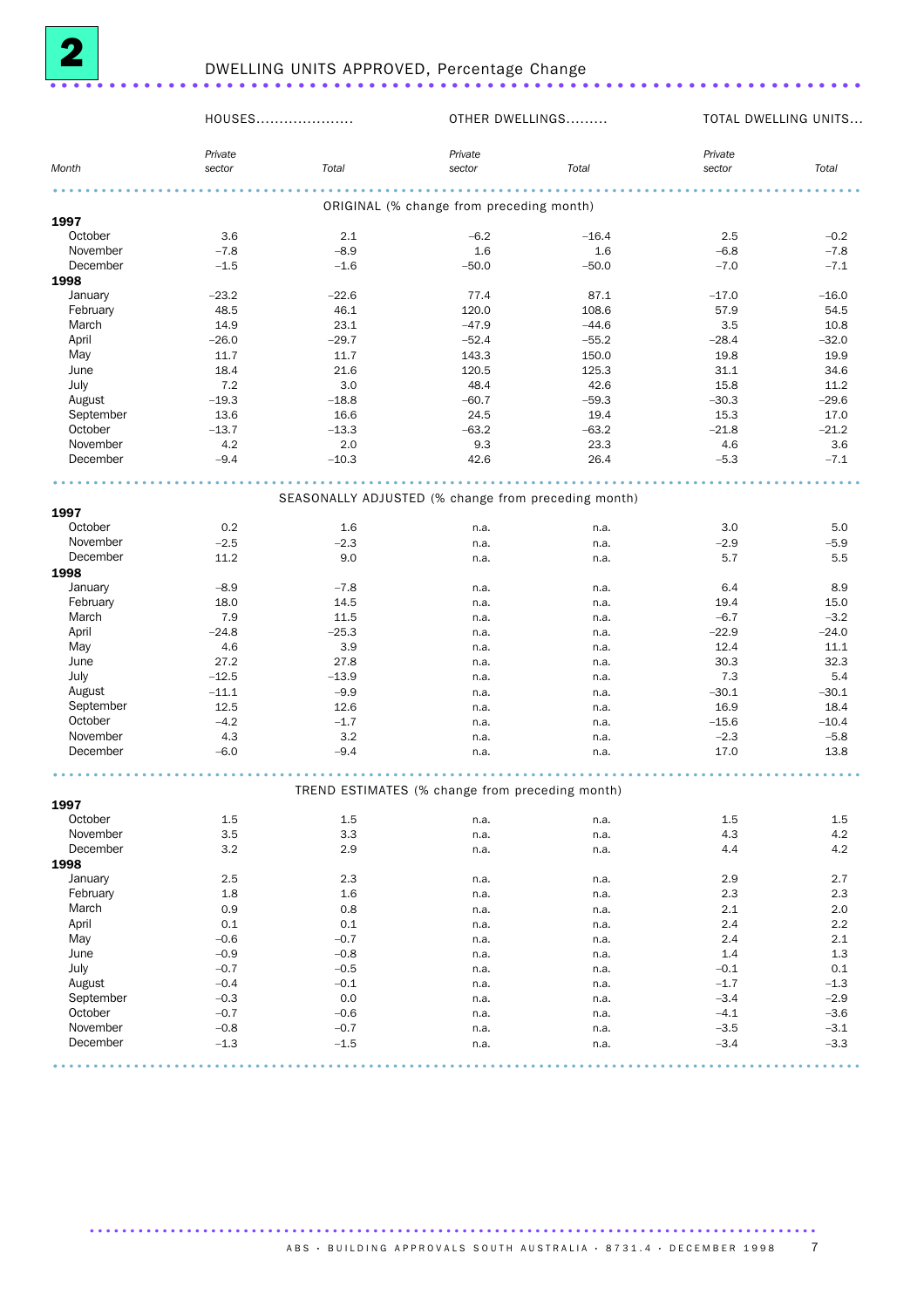# 2 DWELLING UNITS APPROVED, Percentage Change

| Month | HOUSES | | OTHER DWELLINGS | | TOTAL DWELLING UNITS | |
|---|---|---|---|---|---|---|
| | *Private sector* | *Total* | *Private sector* | *Total* | *Private sector* | *Total* |
| **ORIGINAL (% change from preceding month)** | | | | | | |
| **1997** | | | | | | |
| October | 3.6 | 2.1 | –6.2 | –16.4 | 2.5 | –0.2 |
| November | –7.8 | –8.9 | 1.6 | 1.6 | –6.8 | –7.8 |
| December | –1.5 | –1.6 | –50.0 | –50.0 | –7.0 | –7.1 |
| **1998** | | | | | | |
| January | –23.2 | –22.6 | 77.4 | 87.1 | –17.0 | –16.0 |
| February | 48.5 | 46.1 | 120.0 | 108.6 | 57.9 | 54.5 |
| March | 14.9 | 23.1 | –47.9 | –44.6 | 3.5 | 10.8 |
| April | –26.0 | –29.7 | –52.4 | –55.2 | –28.4 | –32.0 |
| May | 11.7 | 11.7 | 143.3 | 150.0 | 19.8 | 19.9 |
| June | 18.4 | 21.6 | 120.5 | 125.3 | 31.1 | 34.6 |
| July | 7.2 | 3.0 | 48.4 | 42.6 | 15.8 | 11.2 |
| August | –19.3 | –18.8 | –60.7 | –59.3 | –30.3 | –29.6 |
| September | 13.6 | 16.6 | 24.5 | 19.4 | 15.3 | 17.0 |
| October | –13.7 | –13.3 | –63.2 | –63.2 | –21.8 | –21.2 |
| November | 4.2 | 2.0 | 9.3 | 23.3 | 4.6 | 3.6 |
| December | –9.4 | –10.3 | 42.6 | 26.4 | –5.3 | –7.1 |
| **SEASONALLY ADJUSTED (% change from preceding month)** | | | | | | |
| **1997** | | | | | | |
| October | 0.2 | 1.6 | n.a. | n.a. | 3.0 | 5.0 |
| November | –2.5 | –2.3 | n.a. | n.a. | –2.9 | –5.9 |
| December | 11.2 | 9.0 | n.a. | n.a. | 5.7 | 5.5 |
| **1998** | | | | | | |
| January | –8.9 | –7.8 | n.a. | n.a. | 6.4 | 8.9 |
| February | 18.0 | 14.5 | n.a. | n.a. | 19.4 | 15.0 |
| March | 7.9 | 11.5 | n.a. | n.a. | –6.7 | –3.2 |
| April | –24.8 | –25.3 | n.a. | n.a. | –22.9 | –24.0 |
| May | 4.6 | 3.9 | n.a. | n.a. | 12.4 | 11.1 |
| June | 27.2 | 27.8 | n.a. | n.a. | 30.3 | 32.3 |
| July | –12.5 | –13.9 | n.a. | n.a. | 7.3 | 5.4 |
| August | –11.1 | –9.9 | n.a. | n.a. | –30.1 | –30.1 |
| September | 12.5 | 12.6 | n.a. | n.a. | 16.9 | 18.4 |
| October | –4.2 | –1.7 | n.a. | n.a. | –15.6 | –10.4 |
| November | 4.3 | 3.2 | n.a. | n.a. | –2.3 | –5.8 |
| December | –6.0 | –9.4 | n.a. | n.a. | 17.0 | 13.8 |
| **TREND ESTIMATES (% change from preceding month)** | | | | | | |
| **1997** | | | | | | |
| October | 1.5 | 1.5 | n.a. | n.a. | 1.5 | 1.5 |
| November | 3.5 | 3.3 | n.a. | n.a. | 4.3 | 4.2 |
| December | 3.2 | 2.9 | n.a. | n.a. | 4.4 | 4.2 |
| **1998** | | | | | | |
| January | 2.5 | 2.3 | n.a. | n.a. | 2.9 | 2.7 |
| February | 1.8 | 1.6 | n.a. | n.a. | 2.3 | 2.3 |
| March | 0.9 | 0.8 | n.a. | n.a. | 2.1 | 2.0 |
| April | 0.1 | 0.1 | n.a. | n.a. | 2.4 | 2.2 |
| May | –0.6 | –0.7 | n.a. | n.a. | 2.4 | 2.1 |
| June | –0.9 | –0.8 | n.a. | n.a. | 1.4 | 1.3 |
| July | –0.7 | –0.5 | n.a. | n.a. | –0.1 | 0.1 |
| August | –0.4 | –0.1 | n.a. | n.a. | –1.7 | –1.3 |
| September | –0.3 | 0.0 | n.a. | n.a. | –3.4 | –2.9 |
| October | –0.7 | –0.6 | n.a. | n.a. | –4.1 | –3.6 |
| November | –0.8 | –0.7 | n.a. | n.a. | –3.5 | –3.1 |
| December | –1.3 | –1.5 | n.a. | n.a. | –3.4 | –3.3 |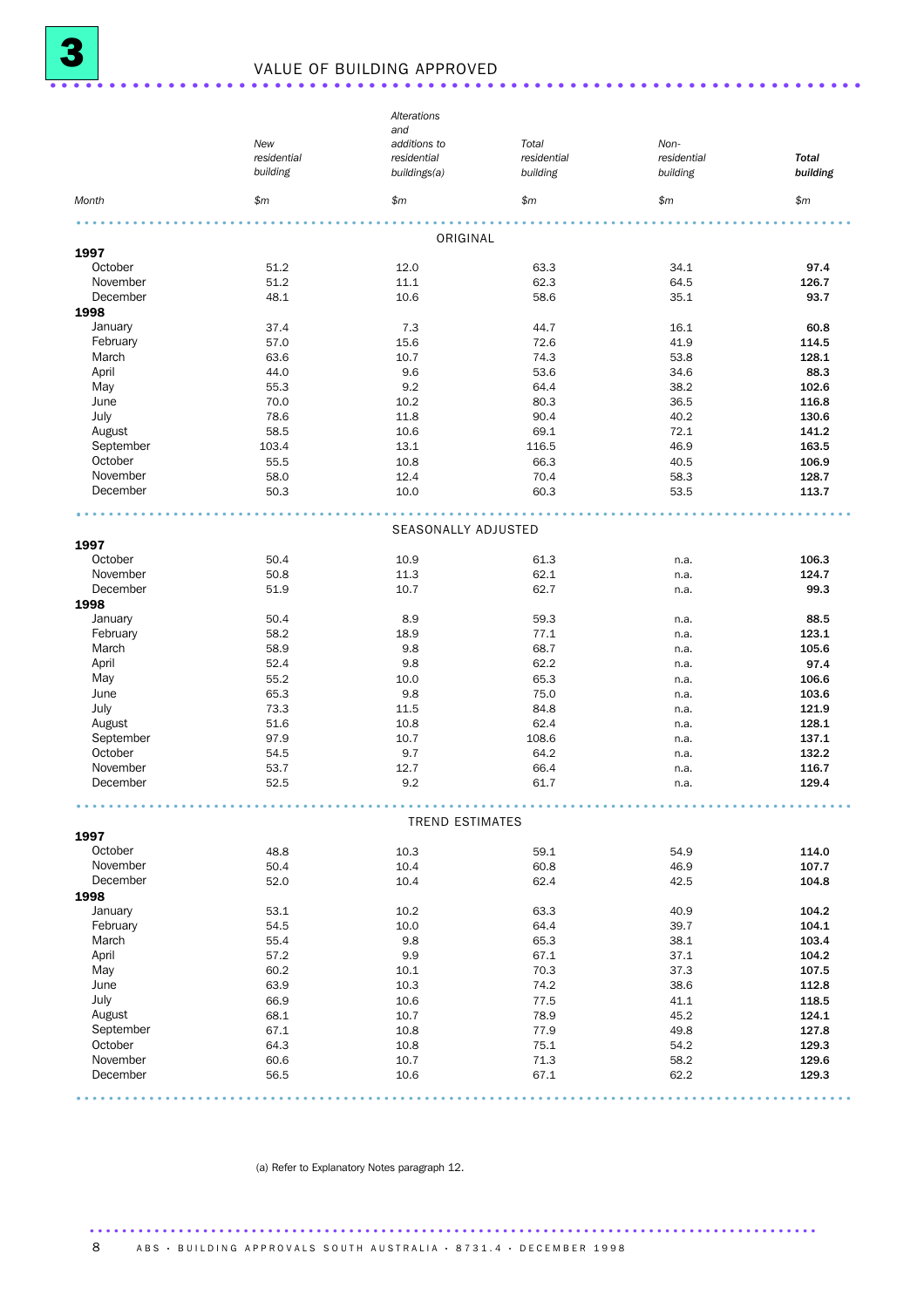# 3 VALUE OF BUILDING APPROVED

| Month | New residential building $m | Alterations and additions to residential buildings(a) $m | Total residential building $m | Non-residential building $m | **Total building** $m |
|---|---|---|---|---|---|
| | | ORIGINAL | | | |
| **1997** | | | | | |
| October | 51.2 | 12.0 | 63.3 | 34.1 | **97.4** |
| November | 51.2 | 11.1 | 62.3 | 64.5 | **126.7** |
| December | 48.1 | 10.6 | 58.6 | 35.1 | **93.7** |
| **1998** | | | | | |
| January | 37.4 | 7.3 | 44.7 | 16.1 | **60.8** |
| February | 57.0 | 15.6 | 72.6 | 41.9 | **114.5** |
| March | 63.6 | 10.7 | 74.3 | 53.8 | **128.1** |
| April | 44.0 | 9.6 | 53.6 | 34.6 | **88.3** |
| May | 55.3 | 9.2 | 64.4 | 38.2 | **102.6** |
| June | 70.0 | 10.2 | 80.3 | 36.5 | **116.8** |
| July | 78.6 | 11.8 | 90.4 | 40.2 | **130.6** |
| August | 58.5 | 10.6 | 69.1 | 72.1 | **141.2** |
| September | 103.4 | 13.1 | 116.5 | 46.9 | **163.5** |
| October | 55.5 | 10.8 | 66.3 | 40.5 | **106.9** |
| November | 58.0 | 12.4 | 70.4 | 58.3 | **128.7** |
| December | 50.3 | 10.0 | 60.3 | 53.5 | **113.7** |
| | | SEASONALLY ADJUSTED | | | |
| **1997** | | | | | |
| October | 50.4 | 10.9 | 61.3 | n.a. | **106.3** |
| November | 50.8 | 11.3 | 62.1 | n.a. | **124.7** |
| December | 51.9 | 10.7 | 62.7 | n.a. | **99.3** |
| **1998** | | | | | |
| January | 50.4 | 8.9 | 59.3 | n.a. | **88.5** |
| February | 58.2 | 18.9 | 77.1 | n.a. | **123.1** |
| March | 58.9 | 9.8 | 68.7 | n.a. | **105.6** |
| April | 52.4 | 9.8 | 62.2 | n.a. | **97.4** |
| May | 55.2 | 10.0 | 65.3 | n.a. | **106.6** |
| June | 65.3 | 9.8 | 75.0 | n.a. | **103.6** |
| July | 73.3 | 11.5 | 84.8 | n.a. | **121.9** |
| August | 51.6 | 10.8 | 62.4 | n.a. | **128.1** |
| September | 97.9 | 10.7 | 108.6 | n.a. | **137.1** |
| October | 54.5 | 9.7 | 64.2 | n.a. | **132.2** |
| November | 53.7 | 12.7 | 66.4 | n.a. | **116.7** |
| December | 52.5 | 9.2 | 61.7 | n.a. | **129.4** |
| | | TREND ESTIMATES | | | |
| **1997** | | | | | |
| October | 48.8 | 10.3 | 59.1 | 54.9 | **114.0** |
| November | 50.4 | 10.4 | 60.8 | 46.9 | **107.7** |
| December | 52.0 | 10.4 | 62.4 | 42.5 | **104.8** |
| **1998** | | | | | |
| January | 53.1 | 10.2 | 63.3 | 40.9 | **104.2** |
| February | 54.5 | 10.0 | 64.4 | 39.7 | **104.1** |
| March | 55.4 | 9.8 | 65.3 | 38.1 | **103.4** |
| April | 57.2 | 9.9 | 67.1 | 37.1 | **104.2** |
| May | 60.2 | 10.1 | 70.3 | 37.3 | **107.5** |
| June | 63.9 | 10.3 | 74.2 | 38.6 | **112.8** |
| July | 66.9 | 10.6 | 77.5 | 41.1 | **118.5** |
| August | 68.1 | 10.7 | 78.9 | 45.2 | **124.1** |
| September | 67.1 | 10.8 | 77.9 | 49.8 | **127.8** |
| October | 64.3 | 10.8 | 75.1 | 54.2 | **129.3** |
| November | 60.6 | 10.7 | 71.3 | 58.2 | **129.6** |
| December | 56.5 | 10.6 | 67.1 | 62.2 | **129.3** |

(a) Refer to Explanatory Notes paragraph 12.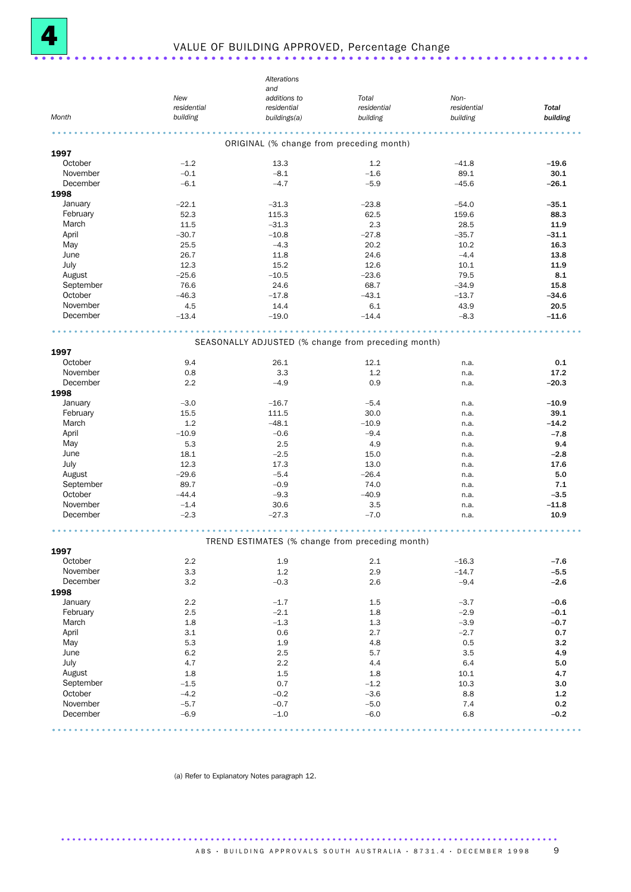# 4 VALUE OF BUILDING APPROVED, Percentage Change

| Month | New residential building | Alterations and additions to residential buildings(a) | Total residential building | Non-residential building | **Total building** |
|---|---|---|---|---|---|
| | | ORIGINAL (% change from preceding month) | | | |
| **1997** | | | | | |
| October | –1.2 | 13.3 | 1.2 | –41.8 | **–19.6** |
| November | –0.1 | –8.1 | –1.6 | 89.1 | **30.1** |
| December | –6.1 | –4.7 | –5.9 | –45.6 | **–26.1** |
| **1998** | | | | | |
| January | –22.1 | –31.3 | –23.8 | –54.0 | **–35.1** |
| February | 52.3 | 115.3 | 62.5 | 159.6 | **88.3** |
| March | 11.5 | –31.3 | 2.3 | 28.5 | **11.9** |
| April | –30.7 | –10.8 | –27.8 | –35.7 | **–31.1** |
| May | 25.5 | –4.3 | 20.2 | 10.2 | **16.3** |
| June | 26.7 | 11.8 | 24.6 | –4.4 | **13.8** |
| July | 12.3 | 15.2 | 12.6 | 10.1 | **11.9** |
| August | –25.6 | –10.5 | –23.6 | 79.5 | **8.1** |
| September | 76.6 | 24.6 | 68.7 | –34.9 | **15.8** |
| October | –46.3 | –17.8 | –43.1 | –13.7 | **–34.6** |
| November | 4.5 | 14.4 | 6.1 | 43.9 | **20.5** |
| December | –13.4 | –19.0 | –14.4 | –8.3 | **–11.6** |
| | | SEASONALLY ADJUSTED (% change from preceding month) | | | |
| **1997** | | | | | |
| October | 9.4 | 26.1 | 12.1 | n.a. | **0.1** |
| November | 0.8 | 3.3 | 1.2 | n.a. | **17.2** |
| December | 2.2 | –4.9 | 0.9 | n.a. | **–20.3** |
| **1998** | | | | | |
| January | –3.0 | –16.7 | –5.4 | n.a. | **–10.9** |
| February | 15.5 | 111.5 | 30.0 | n.a. | **39.1** |
| March | 1.2 | –48.1 | –10.9 | n.a. | **–14.2** |
| April | –10.9 | –0.6 | –9.4 | n.a. | **–7.8** |
| May | 5.3 | 2.5 | 4.9 | n.a. | **9.4** |
| June | 18.1 | –2.5 | 15.0 | n.a. | **–2.8** |
| July | 12.3 | 17.3 | 13.0 | n.a. | **17.6** |
| August | –29.6 | –5.4 | –26.4 | n.a. | **5.0** |
| September | 89.7 | –0.9 | 74.0 | n.a. | **7.1** |
| October | –44.4 | –9.3 | –40.9 | n.a. | **–3.5** |
| November | –1.4 | 30.6 | 3.5 | n.a. | **–11.8** |
| December | –2.3 | –27.3 | –7.0 | n.a. | **10.9** |
| | | TREND ESTIMATES (% change from preceding month) | | | |
| **1997** | | | | | |
| October | 2.2 | 1.9 | 2.1 | –16.3 | **–7.6** |
| November | 3.3 | 1.2 | 2.9 | –14.7 | **–5.5** |
| December | 3.2 | –0.3 | 2.6 | –9.4 | **–2.6** |
| **1998** | | | | | |
| January | 2.2 | –1.7 | 1.5 | –3.7 | **–0.6** |
| February | 2.5 | –2.1 | 1.8 | –2.9 | **–0.1** |
| March | 1.8 | –1.3 | 1.3 | –3.9 | **–0.7** |
| April | 3.1 | 0.6 | 2.7 | –2.7 | **0.7** |
| May | 5.3 | 1.9 | 4.8 | 0.5 | **3.2** |
| June | 6.2 | 2.5 | 5.7 | 3.5 | **4.9** |
| July | 4.7 | 2.2 | 4.4 | 6.4 | **5.0** |
| August | 1.8 | 1.5 | 1.8 | 10.1 | **4.7** |
| September | –1.5 | 0.7 | –1.2 | 10.3 | **3.0** |
| October | –4.2 | –0.2 | –3.6 | 8.8 | **1.2** |
| November | –5.7 | –0.7 | –5.0 | 7.4 | **0.2** |
| December | –6.9 | –1.0 | –6.0 | 6.8 | **–0.2** |

(a) Refer to Explanatory Notes paragraph 12.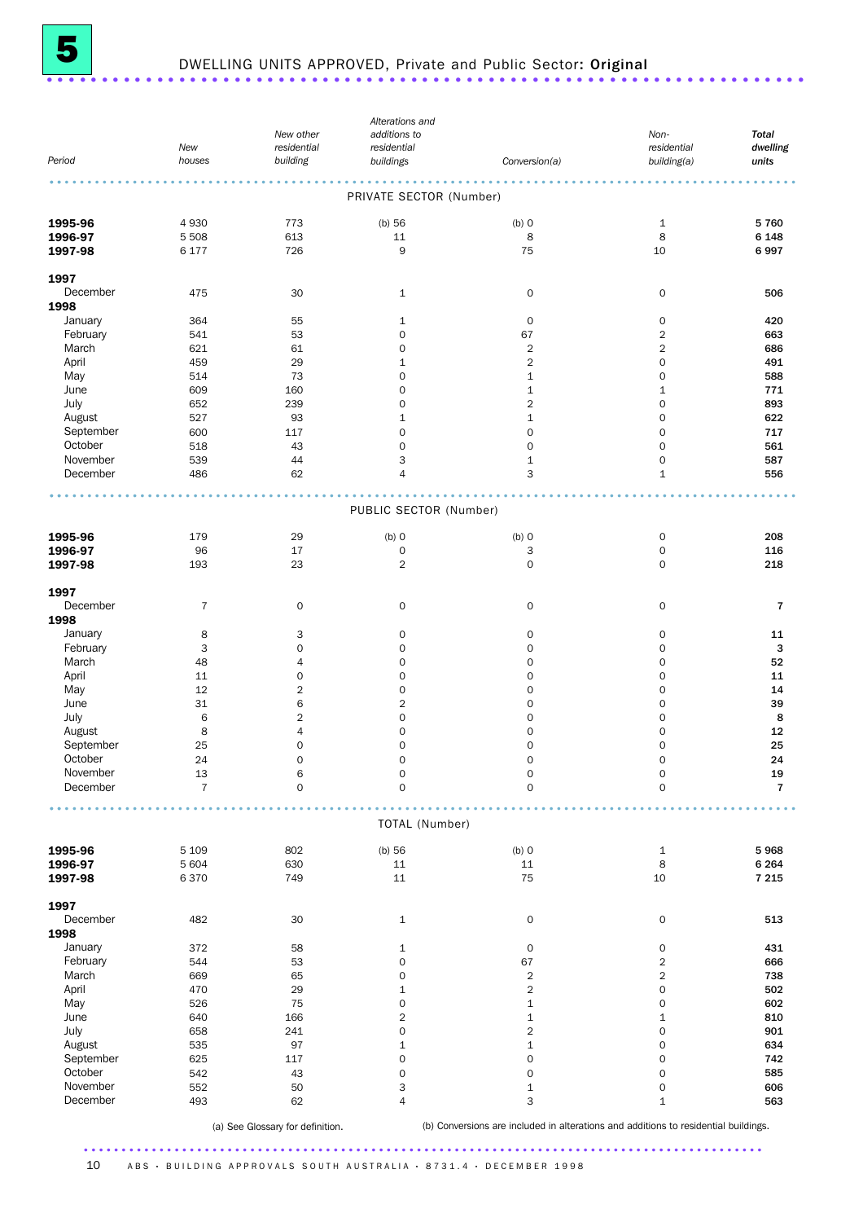# 5 DWELLING UNITS APPROVED, Private and Public Sector: **Original**

| Period | New houses | New other residential building | Alterations and additions to residential buildings | Conversion(a) | Non-residential building(a) | Total dwelling units |
|---|---|---|---|---|---|---|
| | | | PRIVATE SECTOR (Number) | | | |
| **1995-96** | 4 930 | 773 | (b) 56 | (b) 0 | 1 | **5 760** |
| **1996-97** | 5 508 | 613 | 11 | 8 | 8 | **6 148** |
| **1997-98** | 6 177 | 726 | 9 | 75 | 10 | **6 997** |
| **1997** | | | | | | |
| December | 475 | 30 | 1 | 0 | 0 | **506** |
| **1998** | | | | | | |
| January | 364 | 55 | 1 | 0 | 0 | **420** |
| February | 541 | 53 | 0 | 67 | 2 | **663** |
| March | 621 | 61 | 0 | 2 | 2 | **686** |
| April | 459 | 29 | 1 | 2 | 0 | **491** |
| May | 514 | 73 | 0 | 1 | 0 | **588** |
| June | 609 | 160 | 0 | 1 | 1 | **771** |
| July | 652 | 239 | 0 | 2 | 0 | **893** |
| August | 527 | 93 | 1 | 1 | 0 | **622** |
| September | 600 | 117 | 0 | 0 | 0 | **717** |
| October | 518 | 43 | 0 | 0 | 0 | **561** |
| November | 539 | 44 | 3 | 1 | 0 | **587** |
| December | 486 | 62 | 4 | 3 | 1 | **556** |
| | | | PUBLIC SECTOR (Number) | | | |
| **1995-96** | 179 | 29 | (b) 0 | (b) 0 | 0 | **208** |
| **1996-97** | 96 | 17 | 0 | 3 | 0 | **116** |
| **1997-98** | 193 | 23 | 2 | 0 | 0 | **218** |
| **1997** | | | | | | |
| December | 7 | 0 | 0 | 0 | 0 | **7** |
| **1998** | | | | | | |
| January | 8 | 3 | 0 | 0 | 0 | **11** |
| February | 3 | 0 | 0 | 0 | 0 | **3** |
| March | 48 | 4 | 0 | 0 | 0 | **52** |
| April | 11 | 0 | 0 | 0 | 0 | **11** |
| May | 12 | 2 | 0 | 0 | 0 | **14** |
| June | 31 | 6 | 2 | 0 | 0 | **39** |
| July | 6 | 2 | 0 | 0 | 0 | **8** |
| August | 8 | 4 | 0 | 0 | 0 | **12** |
| September | 25 | 0 | 0 | 0 | 0 | **25** |
| October | 24 | 0 | 0 | 0 | 0 | **24** |
| November | 13 | 6 | 0 | 0 | 0 | **19** |
| December | 7 | 0 | 0 | 0 | 0 | **7** |
| | | | TOTAL (Number) | | | |
| **1995-96** | 5 109 | 802 | (b) 56 | (b) 0 | 1 | **5 968** |
| **1996-97** | 5 604 | 630 | 11 | 11 | 8 | **6 264** |
| **1997-98** | 6 370 | 749 | 11 | 75 | 10 | **7 215** |
| **1997** | | | | | | |
| December | 482 | 30 | 1 | 0 | 0 | **513** |
| **1998** | | | | | | |
| January | 372 | 58 | 1 | 0 | 0 | **431** |
| February | 544 | 53 | 0 | 67 | 2 | **666** |
| March | 669 | 65 | 0 | 2 | 2 | **738** |
| April | 470 | 29 | 1 | 2 | 0 | **502** |
| May | 526 | 75 | 0 | 1 | 0 | **602** |
| June | 640 | 166 | 2 | 1 | 1 | **810** |
| July | 658 | 241 | 0 | 2 | 0 | **901** |
| August | 535 | 97 | 1 | 1 | 0 | **634** |
| September | 625 | 117 | 0 | 0 | 0 | **742** |
| October | 542 | 43 | 0 | 0 | 0 | **585** |
| November | 552 | 50 | 3 | 1 | 0 | **606** |
| December | 493 | 62 | 4 | 3 | 1 | **563** |

(a) See Glossary for definition.

(b) Conversions are included in alterations and additions to residential buildings.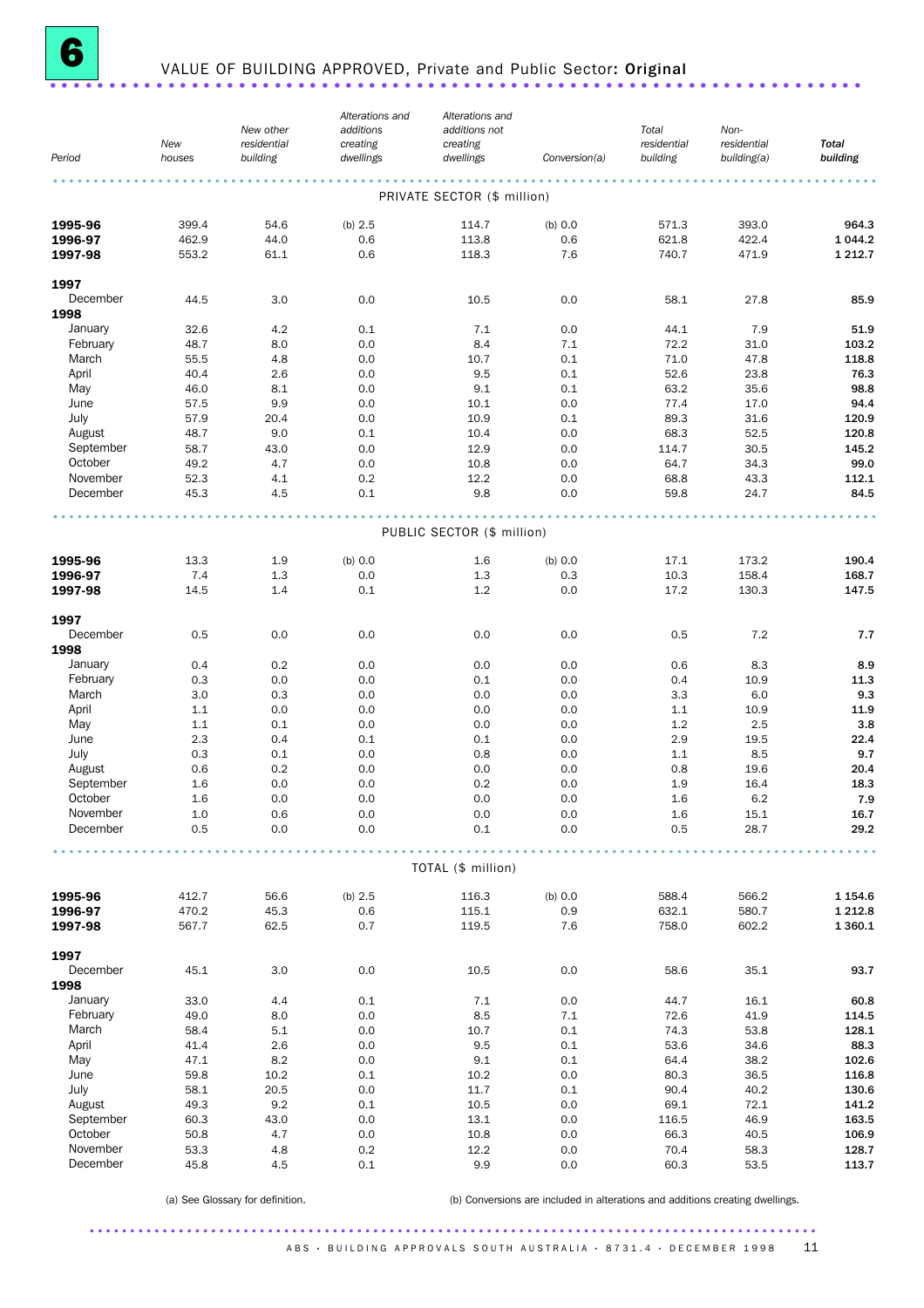# 6 VALUE OF BUILDING APPROVED, Private and Public Sector: Original

| Period | New houses | New other residential building | Alterations and additions creating dwellings | Alterations and additions not creating dwellings | Conversion(a) | Total residential building | Non-residential building(a) | Total building |
|---|---|---|---|---|---|---|---|---|
| | | | | PRIVATE SECTOR ($ million) | | | | |
| **1995-96** | 399.4 | 54.6 | (b) 2.5 | 114.7 | (b) 0.0 | 571.3 | 393.0 | **964.3** |
| **1996-97** | 462.9 | 44.0 | 0.6 | 113.8 | 0.6 | 621.8 | 422.4 | **1 044.2** |
| **1997-98** | 553.2 | 61.1 | 0.6 | 118.3 | 7.6 | 740.7 | 471.9 | **1 212.7** |
| **1997** | | | | | | | | |
| December | 44.5 | 3.0 | 0.0 | 10.5 | 0.0 | 58.1 | 27.8 | **85.9** |
| **1998** | | | | | | | | |
| January | 32.6 | 4.2 | 0.1 | 7.1 | 0.0 | 44.1 | 7.9 | **51.9** |
| February | 48.7 | 8.0 | 0.0 | 8.4 | 7.1 | 72.2 | 31.0 | **103.2** |
| March | 55.5 | 4.8 | 0.0 | 10.7 | 0.1 | 71.0 | 47.8 | **118.8** |
| April | 40.4 | 2.6 | 0.0 | 9.5 | 0.1 | 52.6 | 23.8 | **76.3** |
| May | 46.0 | 8.1 | 0.0 | 9.1 | 0.1 | 63.2 | 35.6 | **98.8** |
| June | 57.5 | 9.9 | 0.0 | 10.1 | 0.0 | 77.4 | 17.0 | **94.4** |
| July | 57.9 | 20.4 | 0.0 | 10.9 | 0.1 | 89.3 | 31.6 | **120.9** |
| August | 48.7 | 9.0 | 0.1 | 10.4 | 0.0 | 68.3 | 52.5 | **120.8** |
| September | 58.7 | 43.0 | 0.0 | 12.9 | 0.0 | 114.7 | 30.5 | **145.2** |
| October | 49.2 | 4.7 | 0.0 | 10.8 | 0.0 | 64.7 | 34.3 | **99.0** |
| November | 52.3 | 4.1 | 0.2 | 12.2 | 0.0 | 68.8 | 43.3 | **112.1** |
| December | 45.3 | 4.5 | 0.1 | 9.8 | 0.0 | 59.8 | 24.7 | **84.5** |
| | | | | PUBLIC SECTOR ($ million) | | | | |
| **1995-96** | 13.3 | 1.9 | (b) 0.0 | 1.6 | (b) 0.0 | 17.1 | 173.2 | **190.4** |
| **1996-97** | 7.4 | 1.3 | 0.0 | 1.3 | 0.3 | 10.3 | 158.4 | **168.7** |
| **1997-98** | 14.5 | 1.4 | 0.1 | 1.2 | 0.0 | 17.2 | 130.3 | **147.5** |
| **1997** | | | | | | | | |
| December | 0.5 | 0.0 | 0.0 | 0.0 | 0.0 | 0.5 | 7.2 | **7.7** |
| **1998** | | | | | | | | |
| January | 0.4 | 0.2 | 0.0 | 0.0 | 0.0 | 0.6 | 8.3 | **8.9** |
| February | 0.3 | 0.0 | 0.0 | 0.1 | 0.0 | 0.4 | 10.9 | **11.3** |
| March | 3.0 | 0.3 | 0.0 | 0.0 | 0.0 | 3.3 | 6.0 | **9.3** |
| April | 1.1 | 0.0 | 0.0 | 0.0 | 0.0 | 1.1 | 10.9 | **11.9** |
| May | 1.1 | 0.1 | 0.0 | 0.0 | 0.0 | 1.2 | 2.5 | **3.8** |
| June | 2.3 | 0.4 | 0.1 | 0.1 | 0.0 | 2.9 | 19.5 | **22.4** |
| July | 0.3 | 0.1 | 0.0 | 0.8 | 0.0 | 1.1 | 8.5 | **9.7** |
| August | 0.6 | 0.2 | 0.0 | 0.0 | 0.0 | 0.8 | 19.6 | **20.4** |
| September | 1.6 | 0.0 | 0.0 | 0.2 | 0.0 | 1.9 | 16.4 | **18.3** |
| October | 1.6 | 0.0 | 0.0 | 0.0 | 0.0 | 1.6 | 6.2 | **7.9** |
| November | 1.0 | 0.6 | 0.0 | 0.0 | 0.0 | 1.6 | 15.1 | **16.7** |
| December | 0.5 | 0.0 | 0.0 | 0.1 | 0.0 | 0.5 | 28.7 | **29.2** |
| | | | | TOTAL ($ million) | | | | |
| **1995-96** | 412.7 | 56.6 | (b) 2.5 | 116.3 | (b) 0.0 | 588.4 | 566.2 | **1 154.6** |
| **1996-97** | 470.2 | 45.3 | 0.6 | 115.1 | 0.9 | 632.1 | 580.7 | **1 212.8** |
| **1997-98** | 567.7 | 62.5 | 0.7 | 119.5 | 7.6 | 758.0 | 602.2 | **1 360.1** |
| **1997** | | | | | | | | |
| December | 45.1 | 3.0 | 0.0 | 10.5 | 0.0 | 58.6 | 35.1 | **93.7** |
| **1998** | | | | | | | | |
| January | 33.0 | 4.4 | 0.1 | 7.1 | 0.0 | 44.7 | 16.1 | **60.8** |
| February | 49.0 | 8.0 | 0.0 | 8.5 | 7.1 | 72.6 | 41.9 | **114.5** |
| March | 58.4 | 5.1 | 0.0 | 10.7 | 0.1 | 74.3 | 53.8 | **128.1** |
| April | 41.4 | 2.6 | 0.0 | 9.5 | 0.1 | 53.6 | 34.6 | **88.3** |
| May | 47.1 | 8.2 | 0.0 | 9.1 | 0.1 | 64.4 | 38.2 | **102.6** |
| June | 59.8 | 10.2 | 0.1 | 10.2 | 0.0 | 80.3 | 36.5 | **116.8** |
| July | 58.1 | 20.5 | 0.0 | 11.7 | 0.1 | 90.4 | 40.2 | **130.6** |
| August | 49.3 | 9.2 | 0.1 | 10.5 | 0.0 | 69.1 | 72.1 | **141.2** |
| September | 60.3 | 43.0 | 0.0 | 13.1 | 0.0 | 116.5 | 46.9 | **163.5** |
| October | 50.8 | 4.7 | 0.0 | 10.8 | 0.0 | 66.3 | 40.5 | **106.9** |
| November | 53.3 | 4.8 | 0.2 | 12.2 | 0.0 | 70.4 | 58.3 | **128.7** |
| December | 45.8 | 4.5 | 0.1 | 9.9 | 0.0 | 60.3 | 53.5 | **113.7** |

(a) See Glossary for definition.

(b) Conversions are included in alterations and additions creating dwellings.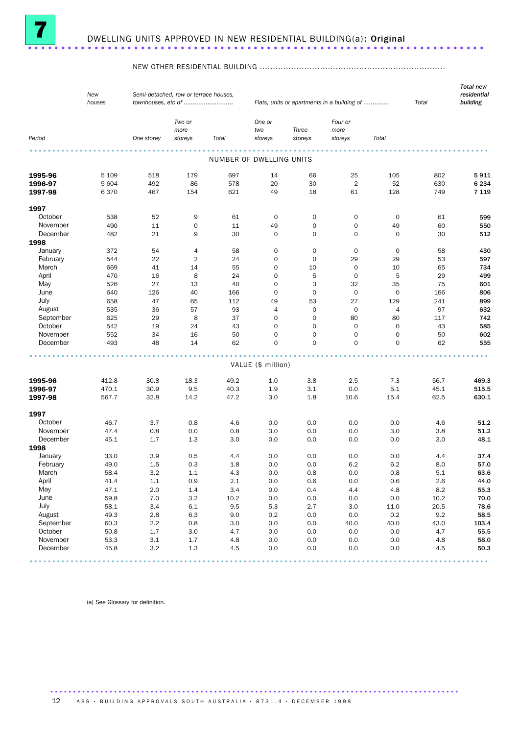# 7 DWELLING UNITS APPROVED IN NEW RESIDENTIAL BUILDING(a): Original

| Period | New houses | NEW OTHER RESIDENTIAL BUILDING | | | | | | | | Total new residential building |
|---|---|---|---|---|---|---|---|---|---|---|
| | | Semi-detached, row or terrace houses, townhouses, etc of | | | Flats, units or apartments in a building of | | | | Total | |
| | | One storey | Two or more storeys | Total | One or two storeys | Three storeys | Four or more storeys | Total | | |
| **NUMBER OF DWELLING UNITS** | | | | | | | | | | |
| **1995-96** | 5 109 | 518 | 179 | 697 | 14 | 66 | 25 | 105 | 802 | **5 911** |
| **1996-97** | 5 604 | 492 | 86 | 578 | 20 | 30 | 2 | 52 | 630 | **6 234** |
| **1997-98** | 6 370 | 467 | 154 | 621 | 49 | 18 | 61 | 128 | 749 | **7 119** |
| **1997** | | | | | | | | | | |
| October | 538 | 52 | 9 | 61 | 0 | 0 | 0 | 0 | 61 | **599** |
| November | 490 | 11 | 0 | 11 | 49 | 0 | 0 | 49 | 60 | **550** |
| December | 482 | 21 | 9 | 30 | 0 | 0 | 0 | 0 | 30 | **512** |
| **1998** | | | | | | | | | | |
| January | 372 | 54 | 4 | 58 | 0 | 0 | 0 | 0 | 58 | **430** |
| February | 544 | 22 | 2 | 24 | 0 | 0 | 29 | 29 | 53 | **597** |
| March | 669 | 41 | 14 | 55 | 0 | 10 | 0 | 10 | 65 | **734** |
| April | 470 | 16 | 8 | 24 | 0 | 5 | 0 | 5 | 29 | **499** |
| May | 526 | 27 | 13 | 40 | 0 | 3 | 32 | 35 | 75 | **601** |
| June | 640 | 126 | 40 | 166 | 0 | 0 | 0 | 0 | 166 | **806** |
| July | 658 | 47 | 65 | 112 | 49 | 53 | 27 | 129 | 241 | **899** |
| August | 535 | 36 | 57 | 93 | 4 | 0 | 0 | 4 | 97 | **632** |
| September | 625 | 29 | 8 | 37 | 0 | 0 | 80 | 80 | 117 | **742** |
| October | 542 | 19 | 24 | 43 | 0 | 0 | 0 | 0 | 43 | **585** |
| November | 552 | 34 | 16 | 50 | 0 | 0 | 0 | 0 | 50 | **602** |
| December | 493 | 48 | 14 | 62 | 0 | 0 | 0 | 0 | 62 | **555** |
| **VALUE ($ million)** | | | | | | | | | | |
| **1995-96** | 412.8 | 30.8 | 18.3 | 49.2 | 1.0 | 3.8 | 2.5 | 7.3 | 56.7 | **469.3** |
| **1996-97** | 470.1 | 30.9 | 9.5 | 40.3 | 1.9 | 3.1 | 0.0 | 5.1 | 45.1 | **515.5** |
| **1997-98** | 567.7 | 32.8 | 14.2 | 47.2 | 3.0 | 1.8 | 10.6 | 15.4 | 62.5 | **630.1** |
| **1997** | | | | | | | | | | |
| October | 46.7 | 3.7 | 0.8 | 4.6 | 0.0 | 0.0 | 0.0 | 0.0 | 4.6 | **51.2** |
| November | 47.4 | 0.8 | 0.0 | 0.8 | 3.0 | 0.0 | 0.0 | 3.0 | 3.8 | **51.2** |
| December | 45.1 | 1.7 | 1.3 | 3.0 | 0.0 | 0.0 | 0.0 | 0.0 | 3.0 | **48.1** |
| **1998** | | | | | | | | | | |
| January | 33.0 | 3.9 | 0.5 | 4.4 | 0.0 | 0.0 | 0.0 | 0.0 | 4.4 | **37.4** |
| February | 49.0 | 1.5 | 0.3 | 1.8 | 0.0 | 0.0 | 6.2 | 6.2 | 8.0 | **57.0** |
| March | 58.4 | 3.2 | 1.1 | 4.3 | 0.0 | 0.8 | 0.0 | 0.8 | 5.1 | **63.6** |
| April | 41.4 | 1.1 | 0.9 | 2.1 | 0.0 | 0.6 | 0.0 | 0.6 | 2.6 | **44.0** |
| May | 47.1 | 2.0 | 1.4 | 3.4 | 0.0 | 0.4 | 4.4 | 4.8 | 8.2 | **55.3** |
| June | 59.8 | 7.0 | 3.2 | 10.2 | 0.0 | 0.0 | 0.0 | 0.0 | 10.2 | **70.0** |
| July | 58.1 | 3.4 | 6.1 | 9.5 | 5.3 | 2.7 | 3.0 | 11.0 | 20.5 | **78.6** |
| August | 49.3 | 2.8 | 6.3 | 9.0 | 0.2 | 0.0 | 0.0 | 0.2 | 9.2 | **58.5** |
| September | 60.3 | 2.2 | 0.8 | 3.0 | 0.0 | 0.0 | 40.0 | 40.0 | 43.0 | **103.4** |
| October | 50.8 | 1.7 | 3.0 | 4.7 | 0.0 | 0.0 | 0.0 | 0.0 | 4.7 | **55.5** |
| November | 53.3 | 3.1 | 1.7 | 4.8 | 0.0 | 0.0 | 0.0 | 0.0 | 4.8 | **58.0** |
| December | 45.8 | 3.2 | 1.3 | 4.5 | 0.0 | 0.0 | 0.0 | 0.0 | 4.5 | **50.3** |

(a) See Glossary for definition.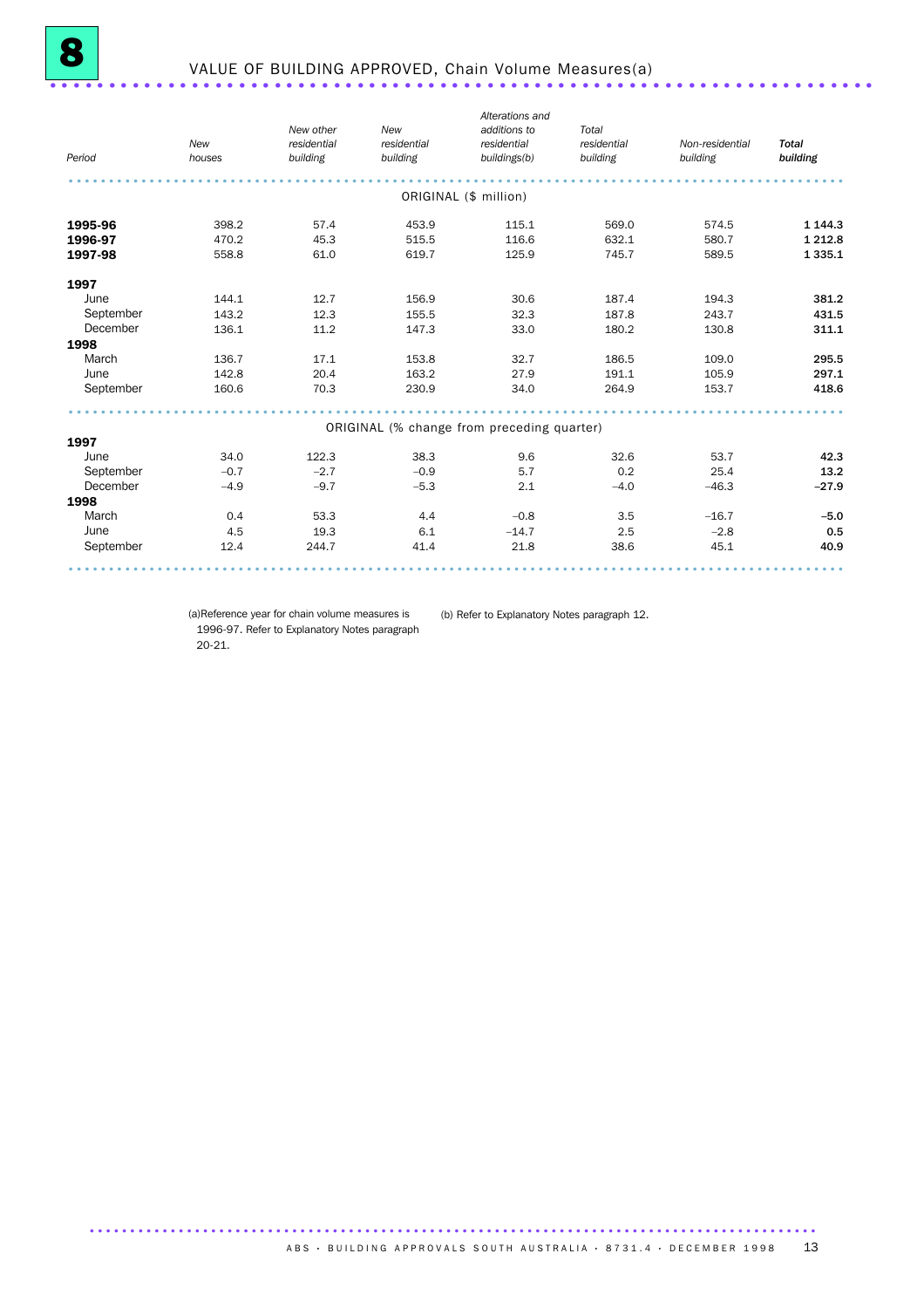# 8 VALUE OF BUILDING APPROVED, Chain Volume Measures(a)

| Period | New houses | New other residential building | New residential building | Alterations and additions to residential buildings(b) | Total residential building | Non-residential building | **Total building** |
|---|---|---|---|---|---|---|---|
| | | | ORIGINAL ($ million) | | | | |
| **1995-96** | 398.2 | 57.4 | 453.9 | 115.1 | 569.0 | 574.5 | **1 144.3** |
| **1996-97** | 470.2 | 45.3 | 515.5 | 116.6 | 632.1 | 580.7 | **1 212.8** |
| **1997-98** | 558.8 | 61.0 | 619.7 | 125.9 | 745.7 | 589.5 | **1 335.1** |
| **1997** | | | | | | | |
| June | 144.1 | 12.7 | 156.9 | 30.6 | 187.4 | 194.3 | **381.2** |
| September | 143.2 | 12.3 | 155.5 | 32.3 | 187.8 | 243.7 | **431.5** |
| December | 136.1 | 11.2 | 147.3 | 33.0 | 180.2 | 130.8 | **311.1** |
| **1998** | | | | | | | |
| March | 136.7 | 17.1 | 153.8 | 32.7 | 186.5 | 109.0 | **295.5** |
| June | 142.8 | 20.4 | 163.2 | 27.9 | 191.1 | 105.9 | **297.1** |
| September | 160.6 | 70.3 | 230.9 | 34.0 | 264.9 | 153.7 | **418.6** |
| | | | ORIGINAL (% change from preceding quarter) | | | | |
| **1997** | | | | | | | |
| June | 34.0 | 122.3 | 38.3 | 9.6 | 32.6 | 53.7 | **42.3** |
| September | –0.7 | –2.7 | –0.9 | 5.7 | 0.2 | 25.4 | **13.2** |
| December | –4.9 | –9.7 | –5.3 | 2.1 | –4.0 | –46.3 | **–27.9** |
| **1998** | | | | | | | |
| March | 0.4 | 53.3 | 4.4 | –0.8 | 3.5 | –16.7 | **–5.0** |
| June | 4.5 | 19.3 | 6.1 | –14.7 | 2.5 | –2.8 | **0.5** |
| September | 12.4 | 244.7 | 41.4 | 21.8 | 38.6 | 45.1 | **40.9** |

(a) Reference year for chain volume measures is 1996-97. Refer to Explanatory Notes paragraph 20-21.

(b) Refer to Explanatory Notes paragraph 12.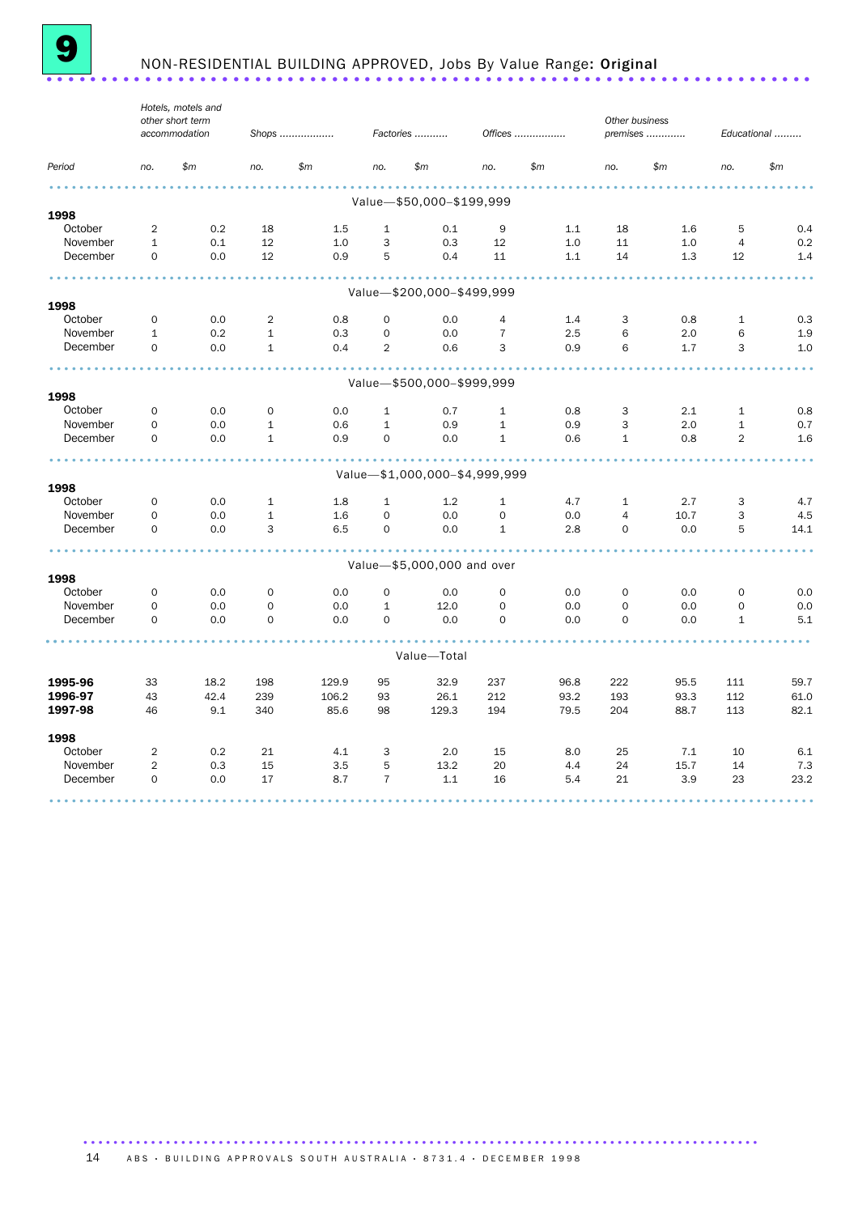# 9 NON-RESIDENTIAL BUILDING APPROVED, Jobs By Value Range: **Original**

| Period | Hotels, motels and other short term accommodation no. | $m | Shops no. | $m | Factories no. | $m | Offices no. | $m | Other business premises no. | $m | Educational no. | $m |
|---|---|---|---|---|---|---|---|---|---|---|---|---|
| **Value—$50,000–$199,999** | | | | | | | | | | | | |
| **1998** | | | | | | | | | | | | |
| October | 2 | 0.2 | 18 | 1.5 | 1 | 0.1 | 9 | 1.1 | 18 | 1.6 | 5 | 0.4 |
| November | 1 | 0.1 | 12 | 1.0 | 3 | 0.3 | 12 | 1.0 | 11 | 1.0 | 4 | 0.2 |
| December | 0 | 0.0 | 12 | 0.9 | 5 | 0.4 | 11 | 1.1 | 14 | 1.3 | 12 | 1.4 |
| **Value—$200,000–$499,999** | | | | | | | | | | | | |
| **1998** | | | | | | | | | | | | |
| October | 0 | 0.0 | 2 | 0.8 | 0 | 0.0 | 4 | 1.4 | 3 | 0.8 | 1 | 0.3 |
| November | 1 | 0.2 | 1 | 0.3 | 0 | 0.0 | 7 | 2.5 | 6 | 2.0 | 6 | 1.9 |
| December | 0 | 0.0 | 1 | 0.4 | 2 | 0.6 | 3 | 0.9 | 6 | 1.7 | 3 | 1.0 |
| **Value—$500,000–$999,999** | | | | | | | | | | | | |
| **1998** | | | | | | | | | | | | |
| October | 0 | 0.0 | 0 | 0.0 | 1 | 0.7 | 1 | 0.8 | 3 | 2.1 | 1 | 0.8 |
| November | 0 | 0.0 | 1 | 0.6 | 1 | 0.9 | 1 | 0.9 | 3 | 2.0 | 1 | 0.7 |
| December | 0 | 0.0 | 1 | 0.9 | 0 | 0.0 | 1 | 0.6 | 1 | 0.8 | 2 | 1.6 |
| **Value—$1,000,000–$4,999,999** | | | | | | | | | | | | |
| **1998** | | | | | | | | | | | | |
| October | 0 | 0.0 | 1 | 1.8 | 1 | 1.2 | 1 | 4.7 | 1 | 2.7 | 3 | 4.7 |
| November | 0 | 0.0 | 1 | 1.6 | 0 | 0.0 | 0 | 0.0 | 4 | 10.7 | 3 | 4.5 |
| December | 0 | 0.0 | 3 | 6.5 | 0 | 0.0 | 1 | 2.8 | 0 | 0.0 | 5 | 14.1 |
| **Value—$5,000,000 and over** | | | | | | | | | | | | |
| **1998** | | | | | | | | | | | | |
| October | 0 | 0.0 | 0 | 0.0 | 0 | 0.0 | 0 | 0.0 | 0 | 0.0 | 0 | 0.0 |
| November | 0 | 0.0 | 0 | 0.0 | 1 | 12.0 | 0 | 0.0 | 0 | 0.0 | 0 | 0.0 |
| December | 0 | 0.0 | 0 | 0.0 | 0 | 0.0 | 0 | 0.0 | 0 | 0.0 | 1 | 5.1 |
| **Value—Total** | | | | | | | | | | | | |
| **1995-96** | 33 | 18.2 | 198 | 129.9 | 95 | 32.9 | 237 | 96.8 | 222 | 95.5 | 111 | 59.7 |
| **1996-97** | 43 | 42.4 | 239 | 106.2 | 93 | 26.1 | 212 | 93.2 | 193 | 93.3 | 112 | 61.0 |
| **1997-98** | 46 | 9.1 | 340 | 85.6 | 98 | 129.3 | 194 | 79.5 | 204 | 88.7 | 113 | 82.1 |
| **1998** | | | | | | | | | | | | |
| October | 2 | 0.2 | 21 | 4.1 | 3 | 2.0 | 15 | 8.0 | 25 | 7.1 | 10 | 6.1 |
| November | 2 | 0.3 | 15 | 3.5 | 5 | 13.2 | 20 | 4.4 | 24 | 15.7 | 14 | 7.3 |
| December | 0 | 0.0 | 17 | 8.7 | 7 | 1.1 | 16 | 5.4 | 21 | 3.9 | 23 | 23.2 |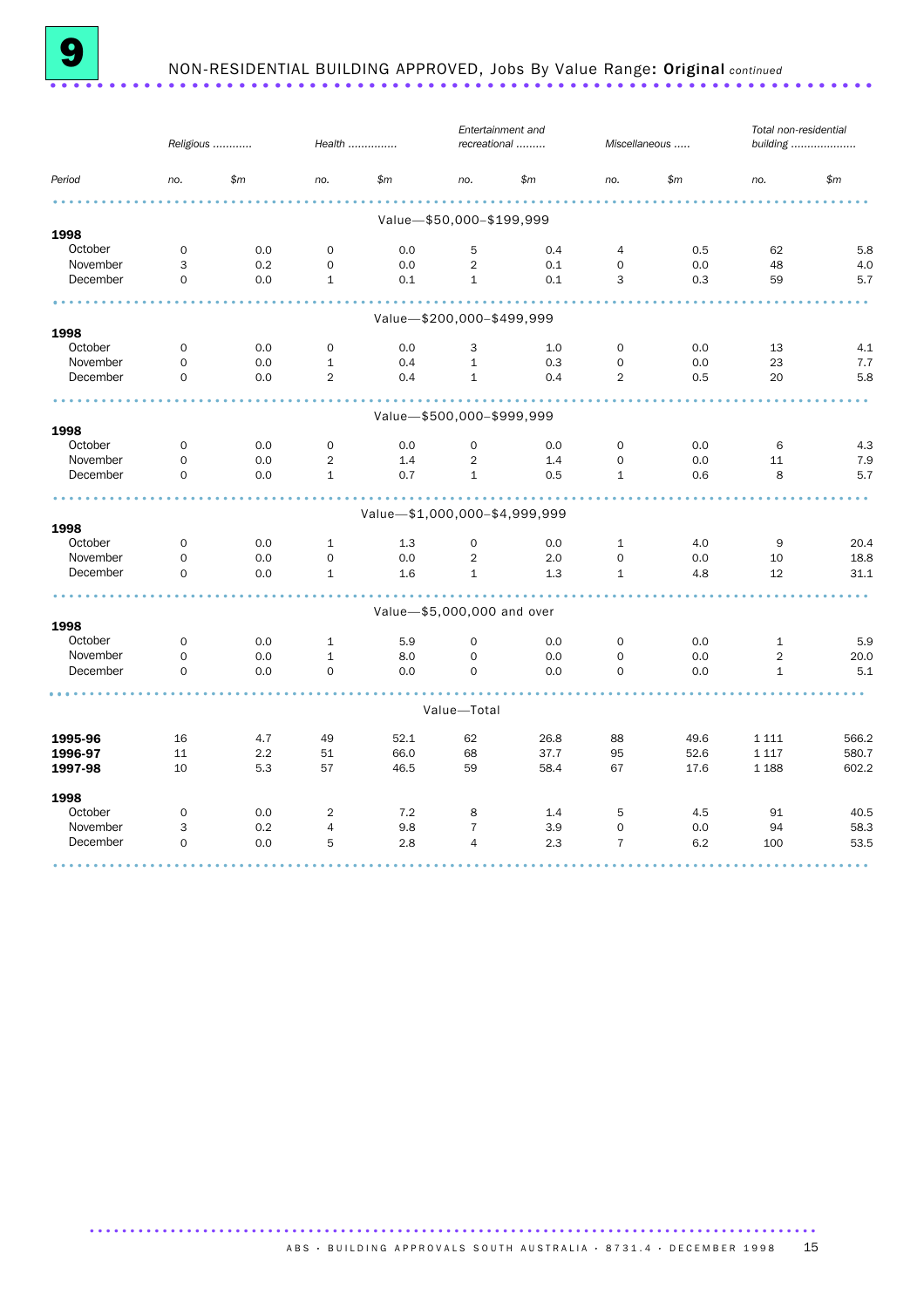# 9 NON-RESIDENTIAL BUILDING APPROVED, Jobs By Value Range: **Original** *continued*

| Period | Religious no. | Religious $m | Health no. | Health $m | Entertainment and recreational no. | Entertainment and recreational $m | Miscellaneous no. | Miscellaneous $m | Total non-residential building no. | Total non-residential building $m |
|---|---|---|---|---|---|---|---|---|---|---|
| **Value—$50,000–$199,999** | | | | | | | | | | |
| **1998** | | | | | | | | | | |
| October | 0 | 0.0 | 0 | 0.0 | 5 | 0.4 | 4 | 0.5 | 62 | 5.8 |
| November | 3 | 0.2 | 0 | 0.0 | 2 | 0.1 | 0 | 0.0 | 48 | 4.0 |
| December | 0 | 0.0 | 1 | 0.1 | 1 | 0.1 | 3 | 0.3 | 59 | 5.7 |
| **Value—$200,000–$499,999** | | | | | | | | | | |
| **1998** | | | | | | | | | | |
| October | 0 | 0.0 | 0 | 0.0 | 3 | 1.0 | 0 | 0.0 | 13 | 4.1 |
| November | 0 | 0.0 | 1 | 0.4 | 1 | 0.3 | 0 | 0.0 | 23 | 7.7 |
| December | 0 | 0.0 | 2 | 0.4 | 1 | 0.4 | 2 | 0.5 | 20 | 5.8 |
| **Value—$500,000–$999,999** | | | | | | | | | | |
| **1998** | | | | | | | | | | |
| October | 0 | 0.0 | 0 | 0.0 | 0 | 0.0 | 0 | 0.0 | 6 | 4.3 |
| November | 0 | 0.0 | 2 | 1.4 | 2 | 1.4 | 0 | 0.0 | 11 | 7.9 |
| December | 0 | 0.0 | 1 | 0.7 | 1 | 0.5 | 1 | 0.6 | 8 | 5.7 |
| **Value—$1,000,000–$4,999,999** | | | | | | | | | | |
| **1998** | | | | | | | | | | |
| October | 0 | 0.0 | 1 | 1.3 | 0 | 0.0 | 1 | 4.0 | 9 | 20.4 |
| November | 0 | 0.0 | 0 | 0.0 | 2 | 2.0 | 0 | 0.0 | 10 | 18.8 |
| December | 0 | 0.0 | 1 | 1.6 | 1 | 1.3 | 1 | 4.8 | 12 | 31.1 |
| **Value—$5,000,000 and over** | | | | | | | | | | |
| **1998** | | | | | | | | | | |
| October | 0 | 0.0 | 1 | 5.9 | 0 | 0.0 | 0 | 0.0 | 1 | 5.9 |
| November | 0 | 0.0 | 1 | 8.0 | 0 | 0.0 | 0 | 0.0 | 2 | 20.0 |
| December | 0 | 0.0 | 0 | 0.0 | 0 | 0.0 | 0 | 0.0 | 1 | 5.1 |
| **Value—Total** | | | | | | | | | | |
| **1995-96** | 16 | 4.7 | 49 | 52.1 | 62 | 26.8 | 88 | 49.6 | 1 111 | 566.2 |
| **1996-97** | 11 | 2.2 | 51 | 66.0 | 68 | 37.7 | 95 | 52.6 | 1 117 | 580.7 |
| **1997-98** | 10 | 5.3 | 57 | 46.5 | 59 | 58.4 | 67 | 17.6 | 1 188 | 602.2 |
| **1998** | | | | | | | | | | |
| October | 0 | 0.0 | 2 | 7.2 | 8 | 1.4 | 5 | 4.5 | 91 | 40.5 |
| November | 3 | 0.2 | 4 | 9.8 | 7 | 3.9 | 0 | 0.0 | 94 | 58.3 |
| December | 0 | 0.0 | 5 | 2.8 | 4 | 2.3 | 7 | 6.2 | 100 | 53.5 |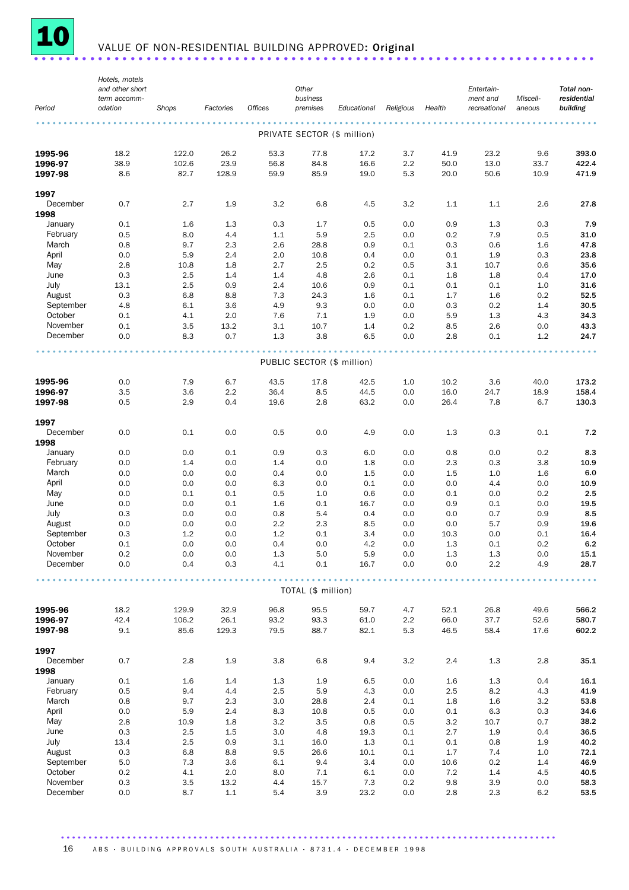# 10 VALUE OF NON-RESIDENTIAL BUILDING APPROVED: Original

| Period | Hotels, motels and other short term accommodation | Shops | Factories | Offices | Other business premises | Educational | Religious | Health | Entertainment and recreational | Miscellaneous | Total non-residential building |
|---|---|---|---|---|---|---|---|---|---|---|---|
| | | | | | PRIVATE SECTOR ($ million) | | | | | | |
| **1995-96** | 18.2 | 122.0 | 26.2 | 53.3 | 77.8 | 17.2 | 3.7 | 41.9 | 23.2 | 9.6 | **393.0** |
| **1996-97** | 38.9 | 102.6 | 23.9 | 56.8 | 84.8 | 16.6 | 2.2 | 50.0 | 13.0 | 33.7 | **422.4** |
| **1997-98** | 8.6 | 82.7 | 128.9 | 59.9 | 85.9 | 19.0 | 5.3 | 20.0 | 50.6 | 10.9 | **471.9** |
| **1997** | | | | | | | | | | | |
| December | 0.7 | 2.7 | 1.9 | 3.2 | 6.8 | 4.5 | 3.2 | 1.1 | 1.1 | 2.6 | **27.8** |
| **1998** | | | | | | | | | | | |
| January | 0.1 | 1.6 | 1.3 | 0.3 | 1.7 | 0.5 | 0.0 | 0.9 | 1.3 | 0.3 | **7.9** |
| February | 0.5 | 8.0 | 4.4 | 1.1 | 5.9 | 2.5 | 0.0 | 0.2 | 7.9 | 0.5 | **31.0** |
| March | 0.8 | 9.7 | 2.3 | 2.6 | 28.8 | 0.9 | 0.1 | 0.3 | 0.6 | 1.6 | **47.8** |
| April | 0.0 | 5.9 | 2.4 | 2.0 | 10.8 | 0.4 | 0.0 | 0.1 | 1.9 | 0.3 | **23.8** |
| May | 2.8 | 10.8 | 1.8 | 2.7 | 2.5 | 0.2 | 0.5 | 3.1 | 10.7 | 0.6 | **35.6** |
| June | 0.3 | 2.5 | 1.4 | 1.4 | 4.8 | 2.6 | 0.1 | 1.8 | 1.8 | 0.4 | **17.0** |
| July | 13.1 | 2.5 | 0.9 | 2.4 | 10.6 | 0.9 | 0.1 | 0.1 | 0.1 | 1.0 | **31.6** |
| August | 0.3 | 6.8 | 8.8 | 7.3 | 24.3 | 1.6 | 0.1 | 1.7 | 1.6 | 0.2 | **52.5** |
| September | 4.8 | 6.1 | 3.6 | 4.9 | 9.3 | 0.0 | 0.0 | 0.3 | 0.2 | 1.4 | **30.5** |
| October | 0.1 | 4.1 | 2.0 | 7.6 | 7.1 | 1.9 | 0.0 | 5.9 | 1.3 | 4.3 | **34.3** |
| November | 0.1 | 3.5 | 13.2 | 3.1 | 10.7 | 1.4 | 0.2 | 8.5 | 2.6 | 0.0 | **43.3** |
| December | 0.0 | 8.3 | 0.7 | 1.3 | 3.8 | 6.5 | 0.0 | 2.8 | 0.1 | 1.2 | **24.7** |
| | | | | | PUBLIC SECTOR ($ million) | | | | | | |
| **1995-96** | 0.0 | 7.9 | 6.7 | 43.5 | 17.8 | 42.5 | 1.0 | 10.2 | 3.6 | 40.0 | **173.2** |
| **1996-97** | 3.5 | 3.6 | 2.2 | 36.4 | 8.5 | 44.5 | 0.0 | 16.0 | 24.7 | 18.9 | **158.4** |
| **1997-98** | 0.5 | 2.9 | 0.4 | 19.6 | 2.8 | 63.2 | 0.0 | 26.4 | 7.8 | 6.7 | **130.3** |
| **1997** | | | | | | | | | | | |
| December | 0.0 | 0.1 | 0.0 | 0.5 | 0.0 | 4.9 | 0.0 | 1.3 | 0.3 | 0.1 | **7.2** |
| **1998** | | | | | | | | | | | |
| January | 0.0 | 0.0 | 0.1 | 0.9 | 0.3 | 6.0 | 0.0 | 0.8 | 0.0 | 0.2 | **8.3** |
| February | 0.0 | 1.4 | 0.0 | 1.4 | 0.0 | 1.8 | 0.0 | 2.3 | 0.3 | 3.8 | **10.9** |
| March | 0.0 | 0.0 | 0.0 | 0.4 | 0.0 | 1.5 | 0.0 | 1.5 | 1.0 | 1.6 | **6.0** |
| April | 0.0 | 0.0 | 0.0 | 6.3 | 0.0 | 0.1 | 0.0 | 0.0 | 4.4 | 0.0 | **10.9** |
| May | 0.0 | 0.1 | 0.1 | 0.5 | 1.0 | 0.6 | 0.0 | 0.1 | 0.0 | 0.2 | **2.5** |
| June | 0.0 | 0.0 | 0.1 | 1.6 | 0.1 | 16.7 | 0.0 | 0.9 | 0.1 | 0.0 | **19.5** |
| July | 0.3 | 0.0 | 0.0 | 0.8 | 5.4 | 0.4 | 0.0 | 0.0 | 0.7 | 0.9 | **8.5** |
| August | 0.0 | 0.0 | 0.0 | 2.2 | 2.3 | 8.5 | 0.0 | 0.0 | 5.7 | 0.9 | **19.6** |
| September | 0.3 | 1.2 | 0.0 | 1.2 | 0.1 | 3.4 | 0.0 | 10.3 | 0.0 | 0.1 | **16.4** |
| October | 0.1 | 0.0 | 0.0 | 0.4 | 0.0 | 4.2 | 0.0 | 1.3 | 0.1 | 0.2 | **6.2** |
| November | 0.2 | 0.0 | 0.0 | 1.3 | 5.0 | 5.9 | 0.0 | 1.3 | 1.3 | 0.0 | **15.1** |
| December | 0.0 | 0.4 | 0.3 | 4.1 | 0.1 | 16.7 | 0.0 | 0.0 | 2.2 | 4.9 | **28.7** |
| | | | | | TOTAL ($ million) | | | | | | |
| **1995-96** | 18.2 | 129.9 | 32.9 | 96.8 | 95.5 | 59.7 | 4.7 | 52.1 | 26.8 | 49.6 | **566.2** |
| **1996-97** | 42.4 | 106.2 | 26.1 | 93.2 | 93.3 | 61.0 | 2.2 | 66.0 | 37.7 | 52.6 | **580.7** |
| **1997-98** | 9.1 | 85.6 | 129.3 | 79.5 | 88.7 | 82.1 | 5.3 | 46.5 | 58.4 | 17.6 | **602.2** |
| **1997** | | | | | | | | | | | |
| December | 0.7 | 2.8 | 1.9 | 3.8 | 6.8 | 9.4 | 3.2 | 2.4 | 1.3 | 2.8 | **35.1** |
| **1998** | | | | | | | | | | | |
| January | 0.1 | 1.6 | 1.4 | 1.3 | 1.9 | 6.5 | 0.0 | 1.6 | 1.3 | 0.4 | **16.1** |
| February | 0.5 | 9.4 | 4.4 | 2.5 | 5.9 | 4.3 | 0.0 | 2.5 | 8.2 | 4.3 | **41.9** |
| March | 0.8 | 9.7 | 2.3 | 3.0 | 28.8 | 2.4 | 0.1 | 1.8 | 1.6 | 3.2 | **53.8** |
| April | 0.0 | 5.9 | 2.4 | 8.3 | 10.8 | 0.5 | 0.0 | 0.1 | 6.3 | 0.3 | **34.6** |
| May | 2.8 | 10.9 | 1.8 | 3.2 | 3.5 | 0.8 | 0.5 | 3.2 | 10.7 | 0.7 | **38.2** |
| June | 0.3 | 2.5 | 1.5 | 3.0 | 4.8 | 19.3 | 0.1 | 2.7 | 1.9 | 0.4 | **36.5** |
| July | 13.4 | 2.5 | 0.9 | 3.1 | 16.0 | 1.3 | 0.1 | 0.1 | 0.8 | 1.9 | **40.2** |
| August | 0.3 | 6.8 | 8.8 | 9.5 | 26.6 | 10.1 | 0.1 | 1.7 | 7.4 | 1.0 | **72.1** |
| September | 5.0 | 7.3 | 3.6 | 6.1 | 9.4 | 3.4 | 0.0 | 10.6 | 0.2 | 1.4 | **46.9** |
| October | 0.2 | 4.1 | 2.0 | 8.0 | 7.1 | 6.1 | 0.0 | 7.2 | 1.4 | 4.5 | **40.5** |
| November | 0.3 | 3.5 | 13.2 | 4.4 | 15.7 | 7.3 | 0.2 | 9.8 | 3.9 | 0.0 | **58.3** |
| December | 0.0 | 8.7 | 1.1 | 5.4 | 3.9 | 23.2 | 0.0 | 2.8 | 2.3 | 6.2 | **53.5** |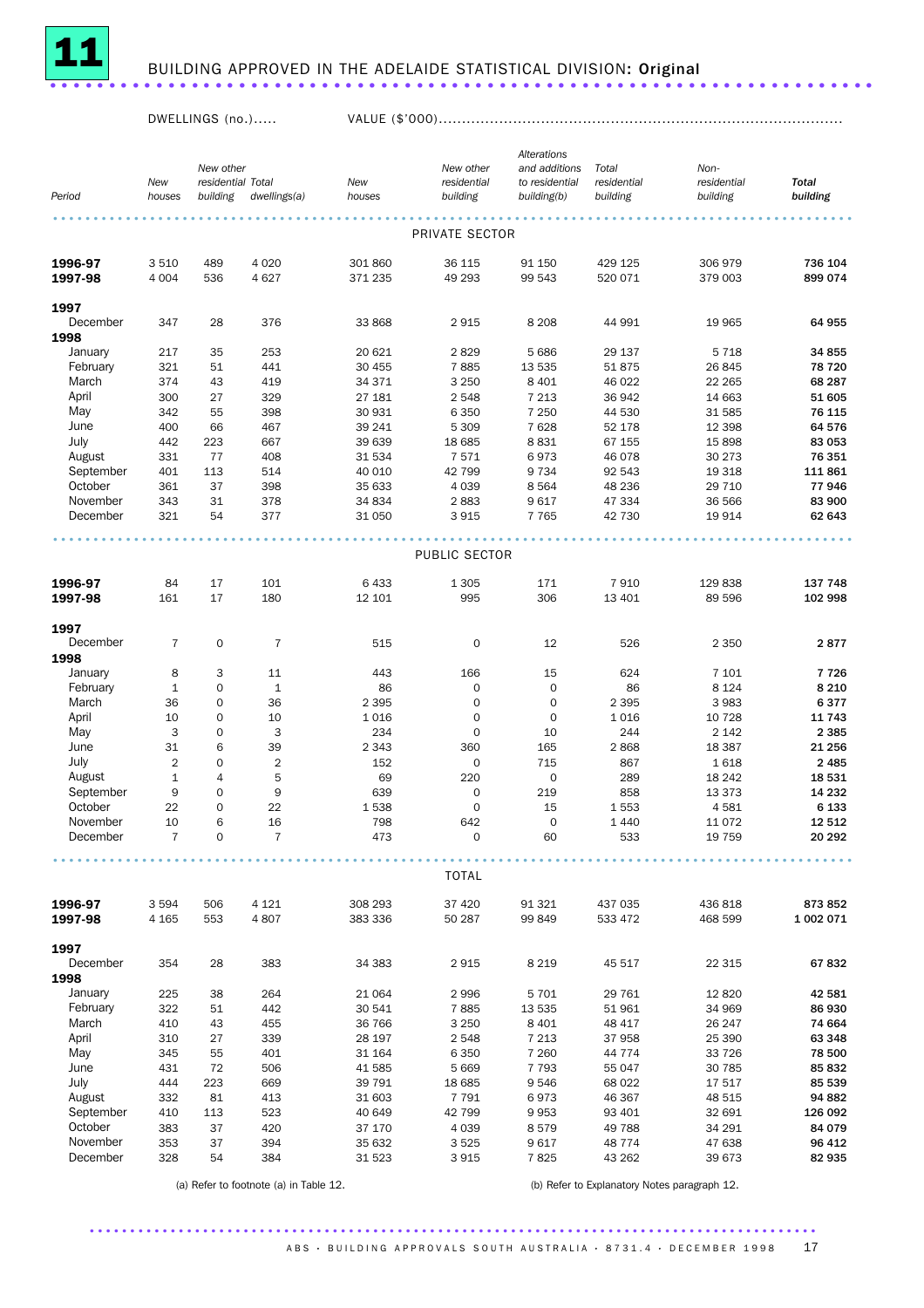## 11 BUILDING APPROVED IN THE ADELAIDE STATISTICAL DIVISION: Original

| Period | DWELLINGS (no.) | | | VALUE ($'000) | | | | | |
|---|---|---|---|---|---|---|---|---|---|
| | *New houses* | *New other residential building* | *Total dwellings(a)* | *New houses* | *New other residential building* | *Alterations and additions to residential building(b)* | *Total residential building* | *Non-residential building* | ***Total building*** |
| | | | | PRIVATE SECTOR | | | | | |
| **1996-97** | 3 510 | 489 | 4 020 | 301 860 | 36 115 | 91 150 | 429 125 | 306 979 | **736 104** |
| **1997-98** | 4 004 | 536 | 4 627 | 371 235 | 49 293 | 99 543 | 520 071 | 379 003 | **899 074** |
| **1997** | | | | | | | | | |
| December | 347 | 28 | 376 | 33 868 | 2 915 | 8 208 | 44 991 | 19 965 | **64 955** |
| **1998** | | | | | | | | | |
| January | 217 | 35 | 253 | 20 621 | 2 829 | 5 686 | 29 137 | 5 718 | **34 855** |
| February | 321 | 51 | 441 | 30 455 | 7 885 | 13 535 | 51 875 | 26 845 | **78 720** |
| March | 374 | 43 | 419 | 34 371 | 3 250 | 8 401 | 46 022 | 22 265 | **68 287** |
| April | 300 | 27 | 329 | 27 181 | 2 548 | 7 213 | 36 942 | 14 663 | **51 605** |
| May | 342 | 55 | 398 | 30 931 | 6 350 | 7 250 | 44 530 | 31 585 | **76 115** |
| June | 400 | 66 | 467 | 39 241 | 5 309 | 7 628 | 52 178 | 12 398 | **64 576** |
| July | 442 | 223 | 667 | 39 639 | 18 685 | 8 831 | 67 155 | 15 898 | **83 053** |
| August | 331 | 77 | 408 | 31 534 | 7 571 | 6 973 | 46 078 | 30 273 | **76 351** |
| September | 401 | 113 | 514 | 40 010 | 42 799 | 9 734 | 92 543 | 19 318 | **111 861** |
| October | 361 | 37 | 398 | 35 633 | 4 039 | 8 564 | 48 236 | 29 710 | **77 946** |
| November | 343 | 31 | 378 | 34 834 | 2 883 | 9 617 | 47 334 | 36 566 | **83 900** |
| December | 321 | 54 | 377 | 31 050 | 3 915 | 7 765 | 42 730 | 19 914 | **62 643** |
| | | | | PUBLIC SECTOR | | | | | |
| **1996-97** | 84 | 17 | 101 | 6 433 | 1 305 | 171 | 7 910 | 129 838 | **137 748** |
| **1997-98** | 161 | 17 | 180 | 12 101 | 995 | 306 | 13 401 | 89 596 | **102 998** |
| **1997** | | | | | | | | | |
| December | 7 | 0 | 7 | 515 | 0 | 12 | 526 | 2 350 | **2 877** |
| **1998** | | | | | | | | | |
| January | 8 | 3 | 11 | 443 | 166 | 15 | 624 | 7 101 | **7 726** |
| February | 1 | 0 | 1 | 86 | 0 | 0 | 86 | 8 124 | **8 210** |
| March | 36 | 0 | 36 | 2 395 | 0 | 0 | 2 395 | 3 983 | **6 377** |
| April | 10 | 0 | 10 | 1 016 | 0 | 0 | 1 016 | 10 728 | **11 743** |
| May | 3 | 0 | 3 | 234 | 0 | 10 | 244 | 2 142 | **2 385** |
| June | 31 | 6 | 39 | 2 343 | 360 | 165 | 2 868 | 18 387 | **21 256** |
| July | 2 | 0 | 2 | 152 | 0 | 715 | 867 | 1 618 | **2 485** |
| August | 1 | 4 | 5 | 69 | 220 | 0 | 289 | 18 242 | **18 531** |
| September | 9 | 0 | 9 | 639 | 0 | 219 | 858 | 13 373 | **14 232** |
| October | 22 | 0 | 22 | 1 538 | 0 | 15 | 1 553 | 4 581 | **6 133** |
| November | 10 | 6 | 16 | 798 | 642 | 0 | 1 440 | 11 072 | **12 512** |
| December | 7 | 0 | 7 | 473 | 0 | 60 | 533 | 19 759 | **20 292** |
| | | | | TOTAL | | | | | |
| **1996-97** | 3 594 | 506 | 4 121 | 308 293 | 37 420 | 91 321 | 437 035 | 436 818 | **873 852** |
| **1997-98** | 4 165 | 553 | 4 807 | 383 336 | 50 287 | 99 849 | 533 472 | 468 599 | **1 002 071** |
| **1997** | | | | | | | | | |
| December | 354 | 28 | 383 | 34 383 | 2 915 | 8 219 | 45 517 | 22 315 | **67 832** |
| **1998** | | | | | | | | | |
| January | 225 | 38 | 264 | 21 064 | 2 996 | 5 701 | 29 761 | 12 820 | **42 581** |
| February | 322 | 51 | 442 | 30 541 | 7 885 | 13 535 | 51 961 | 34 969 | **86 930** |
| March | 410 | 43 | 455 | 36 766 | 3 250 | 8 401 | 48 417 | 26 247 | **74 664** |
| April | 310 | 27 | 339 | 28 197 | 2 548 | 7 213 | 37 958 | 25 390 | **63 348** |
| May | 345 | 55 | 401 | 31 164 | 6 350 | 7 260 | 44 774 | 33 726 | **78 500** |
| June | 431 | 72 | 506 | 41 585 | 5 669 | 7 793 | 55 047 | 30 785 | **85 832** |
| July | 444 | 223 | 669 | 39 791 | 18 685 | 9 546 | 68 022 | 17 517 | **85 539** |
| August | 332 | 81 | 413 | 31 603 | 7 791 | 6 973 | 46 367 | 48 515 | **94 882** |
| September | 410 | 113 | 523 | 40 649 | 42 799 | 9 953 | 93 401 | 32 691 | **126 092** |
| October | 383 | 37 | 420 | 37 170 | 4 039 | 8 579 | 49 788 | 34 291 | **84 079** |
| November | 353 | 37 | 394 | 35 632 | 3 525 | 9 617 | 48 774 | 47 638 | **96 412** |
| December | 328 | 54 | 384 | 31 523 | 3 915 | 7 825 | 43 262 | 39 673 | **82 935** |

(a) Refer to footnote (a) in Table 12.

(b) Refer to Explanatory Notes paragraph 12.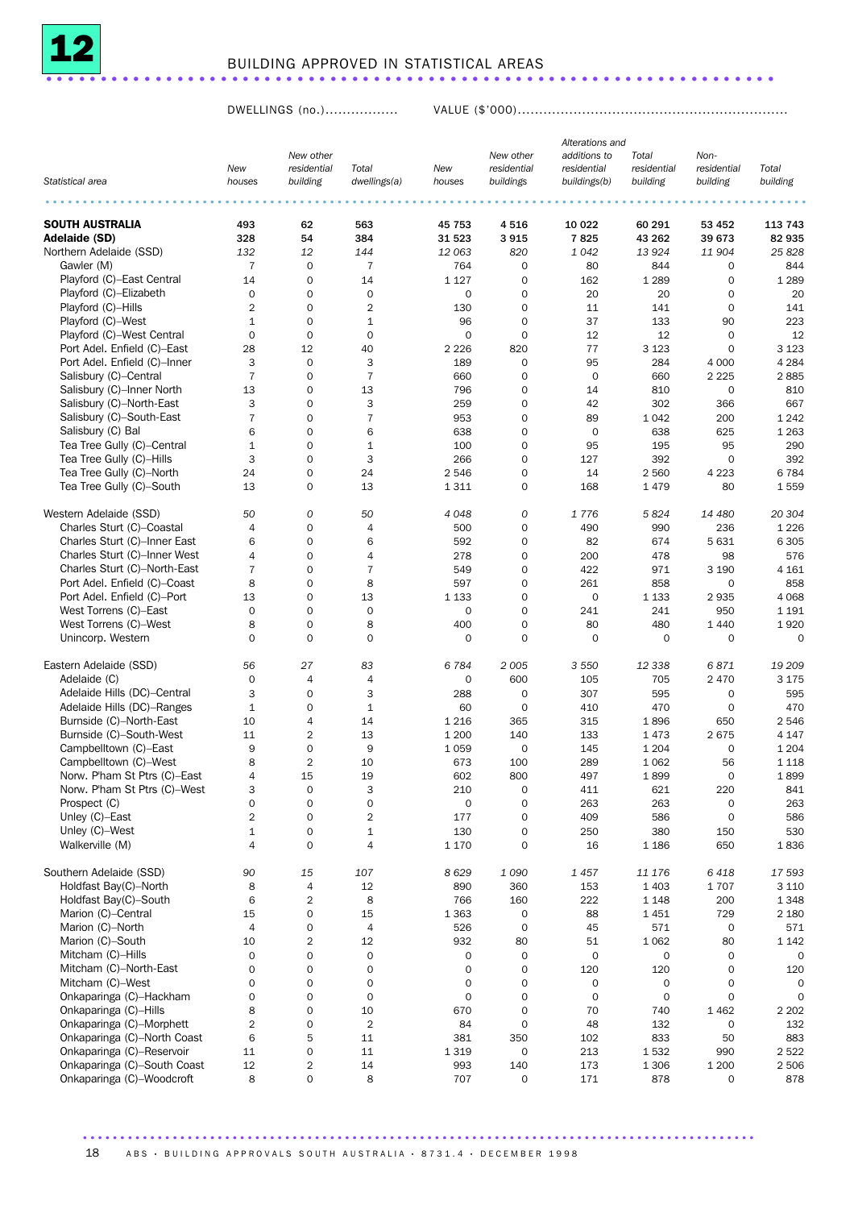# 12 BUILDING APPROVED IN STATISTICAL AREAS

| Statistical area | DWELLINGS (no.) New houses | New other residential building | Total dwellings(a) | VALUE ($'000) New houses | New other residential buildings | Alterations and additions to residential buildings(b) | Total residential building | Non-residential building | Total building |
|---|---|---|---|---|---|---|---|---|---|
| **SOUTH AUSTRALIA** | **493** | **62** | **563** | **45 753** | **4 516** | **10 022** | **60 291** | **53 452** | **113 743** |
| **Adelaide (SD)** | **328** | **54** | **384** | **31 523** | **3 915** | **7 825** | **43 262** | **39 673** | **82 935** |
| Northern Adelaide (SSD) | *132* | *12* | *144* | *12 063* | *820* | *1 042* | *13 924* | *11 904* | *25 828* |
| Gawler (M) | 7 | 0 | 7 | 764 | 0 | 80 | 844 | 0 | 844 |
| Playford (C)–East Central | 14 | 0 | 14 | 1 127 | 0 | 162 | 1 289 | 0 | 1 289 |
| Playford (C)–Elizabeth | 0 | 0 | 0 | 0 | 0 | 20 | 20 | 0 | 20 |
| Playford (C)–Hills | 2 | 0 | 2 | 130 | 0 | 11 | 141 | 0 | 141 |
| Playford (C)–West | 1 | 0 | 1 | 96 | 0 | 37 | 133 | 90 | 223 |
| Playford (C)–West Central | 0 | 0 | 0 | 0 | 0 | 12 | 12 | 0 | 12 |
| Port Adel. Enfield (C)–East | 28 | 12 | 40 | 2 226 | 820 | 77 | 3 123 | 0 | 3 123 |
| Port Adel. Enfield (C)–Inner | 3 | 0 | 3 | 189 | 0 | 95 | 284 | 4 000 | 4 284 |
| Salisbury (C)–Central | 7 | 0 | 7 | 660 | 0 | 0 | 660 | 2 225 | 2 885 |
| Salisbury (C)–Inner North | 13 | 0 | 13 | 796 | 0 | 14 | 810 | 0 | 810 |
| Salisbury (C)–North-East | 3 | 0 | 3 | 259 | 0 | 42 | 302 | 366 | 667 |
| Salisbury (C)–South-East | 7 | 0 | 7 | 953 | 0 | 89 | 1 042 | 200 | 1 242 |
| Salisbury (C) Bal | 6 | 0 | 6 | 638 | 0 | 0 | 638 | 625 | 1 263 |
| Tea Tree Gully (C)–Central | 1 | 0 | 1 | 100 | 0 | 95 | 195 | 95 | 290 |
| Tea Tree Gully (C)–Hills | 3 | 0 | 3 | 266 | 0 | 127 | 392 | 0 | 392 |
| Tea Tree Gully (C)–North | 24 | 0 | 24 | 2 546 | 0 | 14 | 2 560 | 4 223 | 6 784 |
| Tea Tree Gully (C)–South | 13 | 0 | 13 | 1 311 | 0 | 168 | 1 479 | 80 | 1 559 |
| Western Adelaide (SSD) | *50* | *0* | *50* | *4 048* | *0* | *1 776* | *5 824* | *14 480* | *20 304* |
| Charles Sturt (C)–Coastal | 4 | 0 | 4 | 500 | 0 | 490 | 990 | 236 | 1 226 |
| Charles Sturt (C)–Inner East | 6 | 0 | 6 | 592 | 0 | 82 | 674 | 5 631 | 6 305 |
| Charles Sturt (C)–Inner West | 4 | 0 | 4 | 278 | 0 | 200 | 478 | 98 | 576 |
| Charles Sturt (C)–North-East | 7 | 0 | 7 | 549 | 0 | 422 | 971 | 3 190 | 4 161 |
| Port Adel. Enfield (C)–Coast | 8 | 0 | 8 | 597 | 0 | 261 | 858 | 0 | 858 |
| Port Adel. Enfield (C)–Port | 13 | 0 | 13 | 1 133 | 0 | 0 | 1 133 | 2 935 | 4 068 |
| West Torrens (C)–East | 0 | 0 | 0 | 0 | 0 | 241 | 241 | 950 | 1 191 |
| West Torrens (C)–West | 8 | 0 | 8 | 400 | 0 | 80 | 480 | 1 440 | 1 920 |
| Unincorp. Western | 0 | 0 | 0 | 0 | 0 | 0 | 0 | 0 | 0 |
| Eastern Adelaide (SSD) | *56* | *27* | *83* | *6 784* | *2 005* | *3 550* | *12 338* | *6 871* | *19 209* |
| Adelaide (C) | 0 | 4 | 4 | 0 | 600 | 105 | 705 | 2 470 | 3 175 |
| Adelaide Hills (DC)–Central | 3 | 0 | 3 | 288 | 0 | 307 | 595 | 0 | 595 |
| Adelaide Hills (DC)–Ranges | 1 | 0 | 1 | 60 | 0 | 410 | 470 | 0 | 470 |
| Burnside (C)–North-East | 10 | 4 | 14 | 1 216 | 365 | 315 | 1 896 | 650 | 2 546 |
| Burnside (C)–South-West | 11 | 2 | 13 | 1 200 | 140 | 133 | 1 473 | 2 675 | 4 147 |
| Campbelltown (C)–East | 9 | 0 | 9 | 1 059 | 0 | 145 | 1 204 | 0 | 1 204 |
| Campbelltown (C)–West | 8 | 2 | 10 | 673 | 100 | 289 | 1 062 | 56 | 1 118 |
| Norw. P'ham St Ptrs (C)–East | 4 | 15 | 19 | 602 | 800 | 497 | 1 899 | 0 | 1 899 |
| Norw. P'ham St Ptrs (C)–West | 3 | 0 | 3 | 210 | 0 | 411 | 621 | 220 | 841 |
| Prospect (C) | 0 | 0 | 0 | 0 | 0 | 263 | 263 | 0 | 263 |
| Unley (C)–East | 2 | 0 | 2 | 177 | 0 | 409 | 586 | 0 | 586 |
| Unley (C)–West | 1 | 0 | 1 | 130 | 0 | 250 | 380 | 150 | 530 |
| Walkerville (M) | 4 | 0 | 4 | 1 170 | 0 | 16 | 1 186 | 650 | 1 836 |
| Southern Adelaide (SSD) | *90* | *15* | *107* | *8 629* | *1 090* | *1 457* | *11 176* | *6 418* | *17 593* |
| Holdfast Bay(C)–North | 8 | 4 | 12 | 890 | 360 | 153 | 1 403 | 1 707 | 3 110 |
| Holdfast Bay(C)–South | 6 | 2 | 8 | 766 | 160 | 222 | 1 148 | 200 | 1 348 |
| Marion (C)–Central | 15 | 0 | 15 | 1 363 | 0 | 88 | 1 451 | 729 | 2 180 |
| Marion (C)–North | 4 | 0 | 4 | 526 | 0 | 45 | 571 | 0 | 571 |
| Marion (C)–South | 10 | 2 | 12 | 932 | 80 | 51 | 1 062 | 80 | 1 142 |
| Mitcham (C)–Hills | 0 | 0 | 0 | 0 | 0 | 0 | 0 | 0 | 0 |
| Mitcham (C)–North-East | 0 | 0 | 0 | 0 | 0 | 120 | 120 | 0 | 120 |
| Mitcham (C)–West | 0 | 0 | 0 | 0 | 0 | 0 | 0 | 0 | 0 |
| Onkaparinga (C)–Hackham | 0 | 0 | 0 | 0 | 0 | 0 | 0 | 0 | 0 |
| Onkaparinga (C)–Hills | 8 | 0 | 10 | 670 | 0 | 70 | 740 | 1 462 | 2 202 |
| Onkaparinga (C)–Morphett | 2 | 0 | 2 | 84 | 0 | 48 | 132 | 0 | 132 |
| Onkaparinga (C)–North Coast | 6 | 5 | 11 | 381 | 350 | 102 | 833 | 50 | 883 |
| Onkaparinga (C)–Reservoir | 11 | 0 | 11 | 1 319 | 0 | 213 | 1 532 | 990 | 2 522 |
| Onkaparinga (C)–South Coast | 12 | 2 | 14 | 993 | 140 | 173 | 1 306 | 1 200 | 2 506 |
| Onkaparinga (C)–Woodcroft | 8 | 0 | 8 | 707 | 0 | 171 | 878 | 0 | 878 |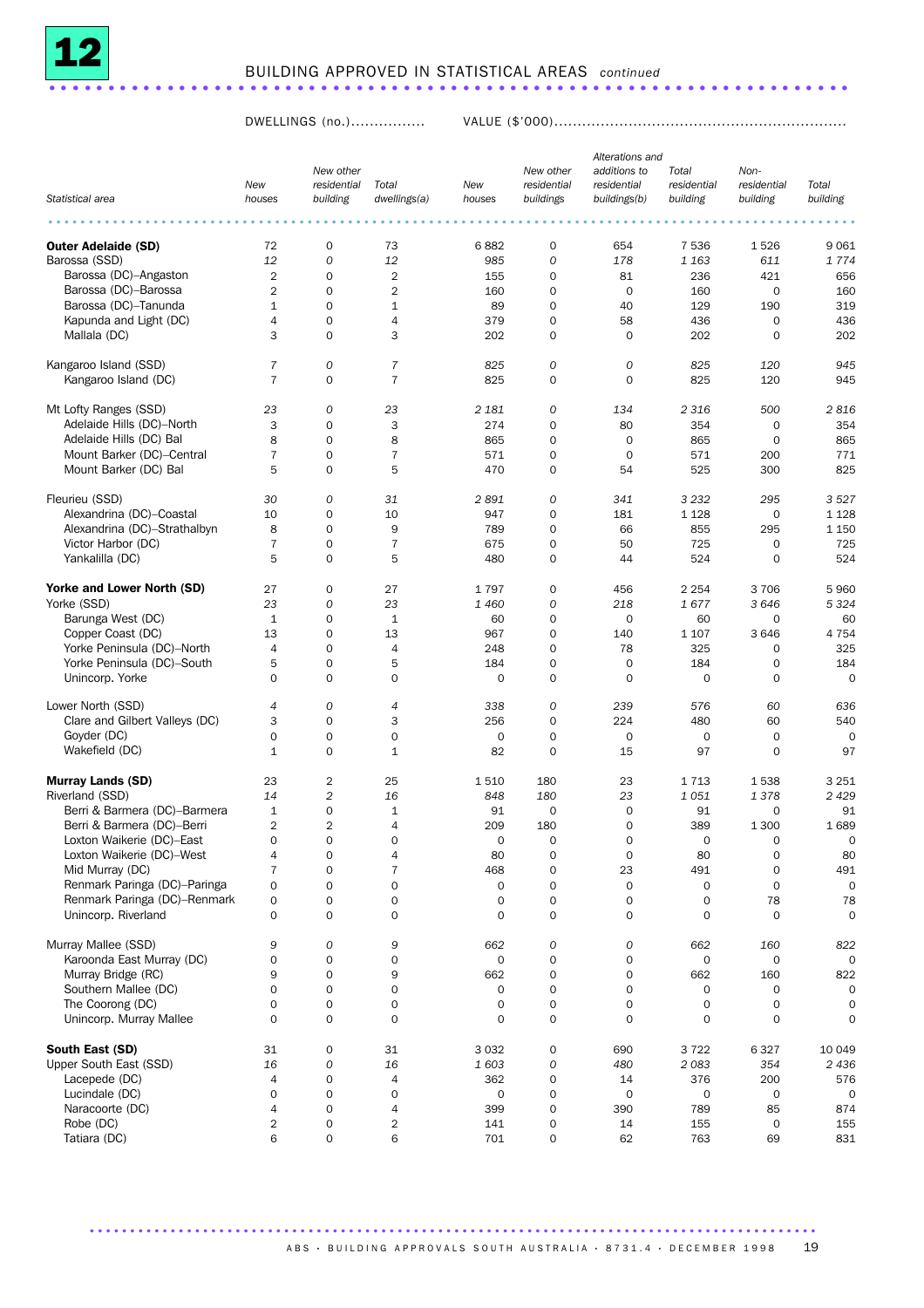# 12 BUILDING APPROVED IN STATISTICAL AREAS *continued*

| Statistical area | DWELLINGS (no.) | | | VALUE ($'000) | | | | | |
|---|---|---|---|---|---|---|---|---|---|
| | *New houses* | *New other residential building* | *Total dwellings(a)* | *New houses* | *New other residential buildings* | *Alterations and additions to residential buildings(b)* | *Total residential building* | *Non-residential building* | *Total building* |
| **Outer Adelaide (SD)** | 72 | 0 | 73 | 6 882 | 0 | 654 | 7 536 | 1 526 | 9 061 |
| Barossa (SSD) | *12* | *0* | *12* | *985* | *0* | *178* | *1 163* | *611* | *1 774* |
| Barossa (DC)–Angaston | 2 | 0 | 2 | 155 | 0 | 81 | 236 | 421 | 656 |
| Barossa (DC)–Barossa | 2 | 0 | 2 | 160 | 0 | 0 | 160 | 0 | 160 |
| Barossa (DC)–Tanunda | 1 | 0 | 1 | 89 | 0 | 40 | 129 | 190 | 319 |
| Kapunda and Light (DC) | 4 | 0 | 4 | 379 | 0 | 58 | 436 | 0 | 436 |
| Mallala (DC) | 3 | 0 | 3 | 202 | 0 | 0 | 202 | 0 | 202 |
| Kangaroo Island (SSD) | *7* | *0* | *7* | *825* | *0* | *0* | *825* | *120* | *945* |
| Kangaroo Island (DC) | 7 | 0 | 7 | 825 | 0 | 0 | 825 | 120 | 945 |
| Mt Lofty Ranges (SSD) | *23* | *0* | *23* | *2 181* | *0* | *134* | *2 316* | *500* | *2 816* |
| Adelaide Hills (DC)–North | 3 | 0 | 3 | 274 | 0 | 80 | 354 | 0 | 354 |
| Adelaide Hills (DC) Bal | 8 | 0 | 8 | 865 | 0 | 0 | 865 | 0 | 865 |
| Mount Barker (DC)–Central | 7 | 0 | 7 | 571 | 0 | 0 | 571 | 200 | 771 |
| Mount Barker (DC) Bal | 5 | 0 | 5 | 470 | 0 | 54 | 525 | 300 | 825 |
| Fleurieu (SSD) | *30* | *0* | *31* | *2 891* | *0* | *341* | *3 232* | *295* | *3 527* |
| Alexandrina (DC)–Coastal | 10 | 0 | 10 | 947 | 0 | 181 | 1 128 | 0 | 1 128 |
| Alexandrina (DC)–Strathalbyn | 8 | 0 | 9 | 789 | 0 | 66 | 855 | 295 | 1 150 |
| Victor Harbor (DC) | 7 | 0 | 7 | 675 | 0 | 50 | 725 | 0 | 725 |
| Yankalilla (DC) | 5 | 0 | 5 | 480 | 0 | 44 | 524 | 0 | 524 |
| **Yorke and Lower North (SD)** | 27 | 0 | 27 | 1 797 | 0 | 456 | 2 254 | 3 706 | 5 960 |
| Yorke (SSD) | *23* | *0* | *23* | *1 460* | *0* | *218* | *1 677* | *3 646* | *5 324* |
| Barunga West (DC) | 1 | 0 | 1 | 60 | 0 | 0 | 60 | 0 | 60 |
| Copper Coast (DC) | 13 | 0 | 13 | 967 | 0 | 140 | 1 107 | 3 646 | 4 754 |
| Yorke Peninsula (DC)–North | 4 | 0 | 4 | 248 | 0 | 78 | 325 | 0 | 325 |
| Yorke Peninsula (DC)–South | 5 | 0 | 5 | 184 | 0 | 0 | 184 | 0 | 184 |
| Unincorp. Yorke | 0 | 0 | 0 | 0 | 0 | 0 | 0 | 0 | 0 |
| Lower North (SSD) | *4* | *0* | *4* | *338* | *0* | *239* | *576* | *60* | *636* |
| Clare and Gilbert Valleys (DC) | 3 | 0 | 3 | 256 | 0 | 224 | 480 | 60 | 540 |
| Goyder (DC) | 0 | 0 | 0 | 0 | 0 | 0 | 0 | 0 | 0 |
| Wakefield (DC) | 1 | 0 | 1 | 82 | 0 | 15 | 97 | 0 | 97 |
| **Murray Lands (SD)** | 23 | 2 | 25 | 1 510 | 180 | 23 | 1 713 | 1 538 | 3 251 |
| Riverland (SSD) | *14* | *2* | *16* | *848* | *180* | *23* | *1 051* | *1 378* | *2 429* |
| Berri & Barmera (DC)–Barmera | 1 | 0 | 1 | 91 | 0 | 0 | 91 | 0 | 91 |
| Berri & Barmera (DC)–Berri | 2 | 2 | 4 | 209 | 180 | 0 | 389 | 1 300 | 1 689 |
| Loxton Waikerie (DC)–East | 0 | 0 | 0 | 0 | 0 | 0 | 0 | 0 | 0 |
| Loxton Waikerie (DC)–West | 4 | 0 | 4 | 80 | 0 | 0 | 80 | 0 | 80 |
| Mid Murray (DC) | 7 | 0 | 7 | 468 | 0 | 23 | 491 | 0 | 491 |
| Renmark Paringa (DC)–Paringa | 0 | 0 | 0 | 0 | 0 | 0 | 0 | 0 | 0 |
| Renmark Paringa (DC)–Renmark | 0 | 0 | 0 | 0 | 0 | 0 | 0 | 78 | 78 |
| Unincorp. Riverland | 0 | 0 | 0 | 0 | 0 | 0 | 0 | 0 | 0 |
| Murray Mallee (SSD) | *9* | *0* | *9* | *662* | *0* | *0* | *662* | *160* | *822* |
| Karoonda East Murray (DC) | 0 | 0 | 0 | 0 | 0 | 0 | 0 | 0 | 0 |
| Murray Bridge (RC) | 9 | 0 | 9 | 662 | 0 | 0 | 662 | 160 | 822 |
| Southern Mallee (DC) | 0 | 0 | 0 | 0 | 0 | 0 | 0 | 0 | 0 |
| The Coorong (DC) | 0 | 0 | 0 | 0 | 0 | 0 | 0 | 0 | 0 |
| Unincorp. Murray Mallee | 0 | 0 | 0 | 0 | 0 | 0 | 0 | 0 | 0 |
| **South East (SD)** | 31 | 0 | 31 | 3 032 | 0 | 690 | 3 722 | 6 327 | 10 049 |
| Upper South East (SSD) | *16* | *0* | *16* | *1 603* | *0* | *480* | *2 083* | *354* | *2 436* |
| Lacepede (DC) | 4 | 0 | 4 | 362 | 0 | 14 | 376 | 200 | 576 |
| Lucindale (DC) | 0 | 0 | 0 | 0 | 0 | 0 | 0 | 0 | 0 |
| Naracoorte (DC) | 4 | 0 | 4 | 399 | 0 | 390 | 789 | 85 | 874 |
| Robe (DC) | 2 | 0 | 2 | 141 | 0 | 14 | 155 | 0 | 155 |
| Tatiara (DC) | 6 | 0 | 6 | 701 | 0 | 62 | 763 | 69 | 831 |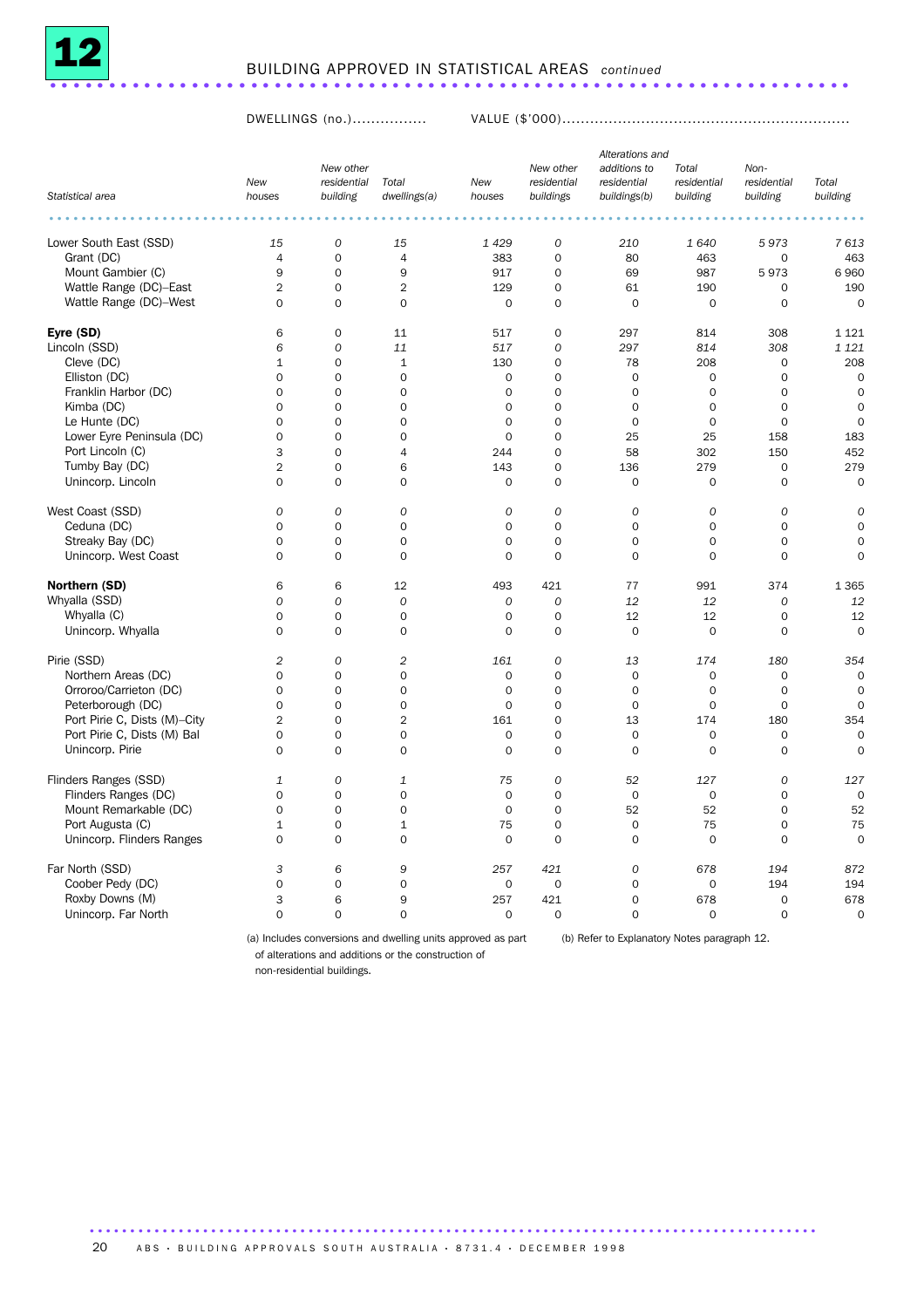# 12 BUILDING APPROVED IN STATISTICAL AREAS *continued*

| | DWELLINGS (no.) | | | VALUE ($'000) | | | | | |
|---|---|---|---|---|---|---|---|---|---|
| Statistical area | *New houses* | *New other residential building* | *Total dwellings(a)* | *New houses* | *New other residential buildings* | *Alterations and additions to residential buildings(b)* | *Total residential building* | *Non-residential building* | *Total building* |
| Lower South East (SSD) | *15* | *0* | *15* | *1 429* | *0* | *210* | *1 640* | *5 973* | *7 613* |
| Grant (DC) | 4 | 0 | 4 | 383 | 0 | 80 | 463 | 0 | 463 |
| Mount Gambier (C) | 9 | 0 | 9 | 917 | 0 | 69 | 987 | 5 973 | 6 960 |
| Wattle Range (DC)–East | 2 | 0 | 2 | 129 | 0 | 61 | 190 | 0 | 190 |
| Wattle Range (DC)–West | 0 | 0 | 0 | 0 | 0 | 0 | 0 | 0 | 0 |
| **Eyre (SD)** | 6 | 0 | 11 | 517 | 0 | 297 | 814 | 308 | 1 121 |
| Lincoln (SSD) | *6* | *0* | *11* | *517* | *0* | *297* | *814* | *308* | *1 121* |
| Cleve (DC) | 1 | 0 | 1 | 130 | 0 | 78 | 208 | 0 | 208 |
| Elliston (DC) | 0 | 0 | 0 | 0 | 0 | 0 | 0 | 0 | 0 |
| Franklin Harbor (DC) | 0 | 0 | 0 | 0 | 0 | 0 | 0 | 0 | 0 |
| Kimba (DC) | 0 | 0 | 0 | 0 | 0 | 0 | 0 | 0 | 0 |
| Le Hunte (DC) | 0 | 0 | 0 | 0 | 0 | 0 | 0 | 0 | 0 |
| Lower Eyre Peninsula (DC) | 0 | 0 | 0 | 0 | 0 | 25 | 25 | 158 | 183 |
| Port Lincoln (C) | 3 | 0 | 4 | 244 | 0 | 58 | 302 | 150 | 452 |
| Tumby Bay (DC) | 2 | 0 | 6 | 143 | 0 | 136 | 279 | 0 | 279 |
| Unincorp. Lincoln | 0 | 0 | 0 | 0 | 0 | 0 | 0 | 0 | 0 |
| West Coast (SSD) | *0* | *0* | *0* | *0* | *0* | *0* | *0* | *0* | *0* |
| Ceduna (DC) | 0 | 0 | 0 | 0 | 0 | 0 | 0 | 0 | 0 |
| Streaky Bay (DC) | 0 | 0 | 0 | 0 | 0 | 0 | 0 | 0 | 0 |
| Unincorp. West Coast | 0 | 0 | 0 | 0 | 0 | 0 | 0 | 0 | 0 |
| **Northern (SD)** | 6 | 6 | 12 | 493 | 421 | 77 | 991 | 374 | 1 365 |
| Whyalla (SSD) | *0* | *0* | *0* | *0* | *0* | *12* | *12* | *0* | *12* |
| Whyalla (C) | 0 | 0 | 0 | 0 | 0 | 12 | 12 | 0 | 12 |
| Unincorp. Whyalla | 0 | 0 | 0 | 0 | 0 | 0 | 0 | 0 | 0 |
| Pirie (SSD) | *2* | *0* | *2* | *161* | *0* | *13* | *174* | *180* | *354* |
| Northern Areas (DC) | 0 | 0 | 0 | 0 | 0 | 0 | 0 | 0 | 0 |
| Orroroo/Carrieton (DC) | 0 | 0 | 0 | 0 | 0 | 0 | 0 | 0 | 0 |
| Peterborough (DC) | 0 | 0 | 0 | 0 | 0 | 0 | 0 | 0 | 0 |
| Port Pirie C, Dists (M)–City | 2 | 0 | 2 | 161 | 0 | 13 | 174 | 180 | 354 |
| Port Pirie C, Dists (M) Bal | 0 | 0 | 0 | 0 | 0 | 0 | 0 | 0 | 0 |
| Unincorp. Pirie | 0 | 0 | 0 | 0 | 0 | 0 | 0 | 0 | 0 |
| Flinders Ranges (SSD) | *1* | *0* | *1* | *75* | *0* | *52* | *127* | *0* | *127* |
| Flinders Ranges (DC) | 0 | 0 | 0 | 0 | 0 | 0 | 0 | 0 | 0 |
| Mount Remarkable (DC) | 0 | 0 | 0 | 0 | 0 | 52 | 52 | 0 | 52 |
| Port Augusta (C) | 1 | 0 | 1 | 75 | 0 | 0 | 75 | 0 | 75 |
| Unincorp. Flinders Ranges | 0 | 0 | 0 | 0 | 0 | 0 | 0 | 0 | 0 |
| Far North (SSD) | *3* | *6* | *9* | *257* | *421* | *0* | *678* | *194* | *872* |
| Coober Pedy (DC) | 0 | 0 | 0 | 0 | 0 | 0 | 0 | 194 | 194 |
| Roxby Downs (M) | 3 | 6 | 9 | 257 | 421 | 0 | 678 | 0 | 678 |
| Unincorp. Far North | 0 | 0 | 0 | 0 | 0 | 0 | 0 | 0 | 0 |

(a) Includes conversions and dwelling units approved as part of alterations and additions or the construction of non-residential buildings.

(b) Refer to Explanatory Notes paragraph 12.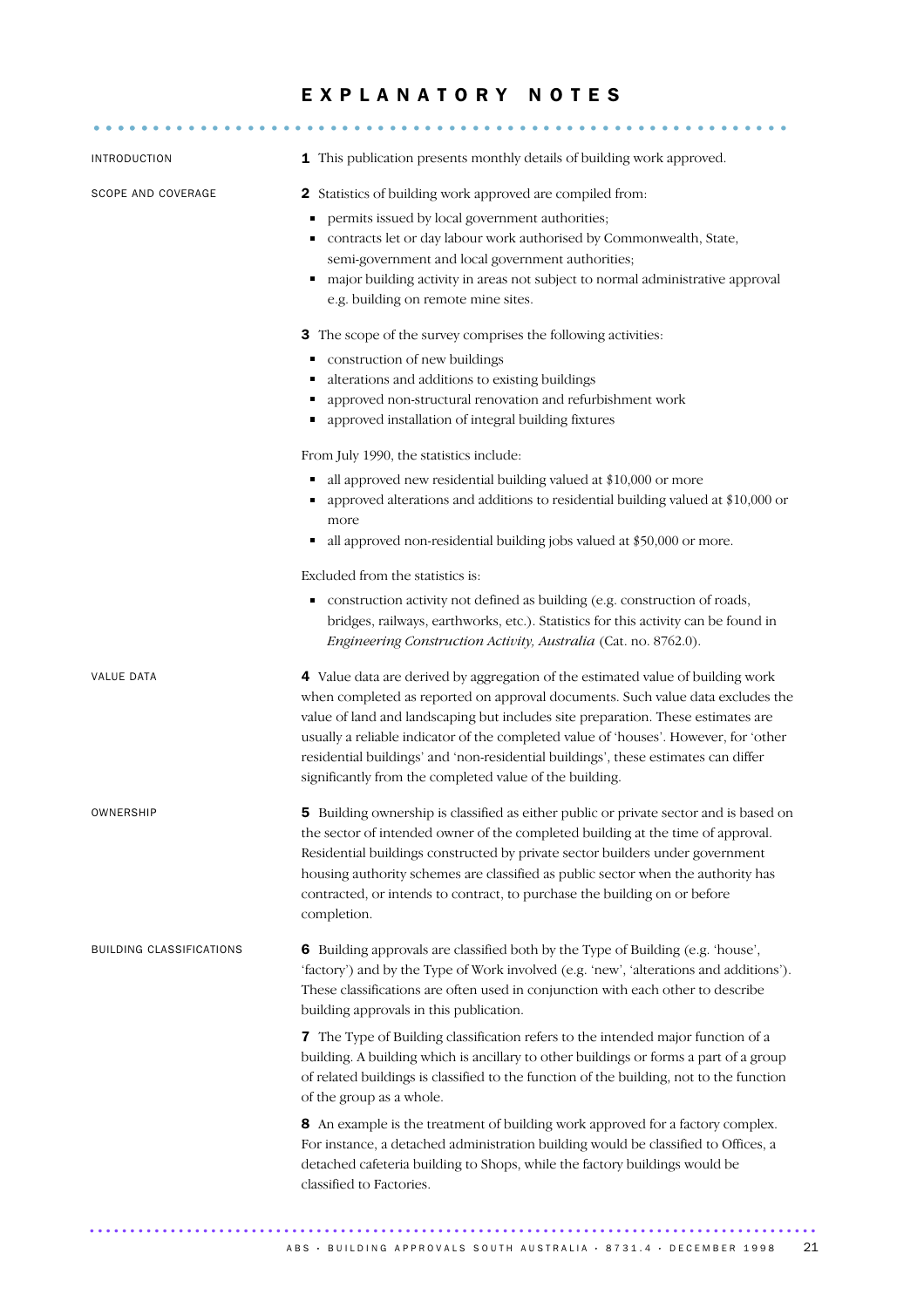# EXPLANATORY NOTES

## INTRODUCTION

**1** This publication presents monthly details of building work approved.

## SCOPE AND COVERAGE

**2** Statistics of building work approved are compiled from:

- permits issued by local government authorities;
- contracts let or day labour work authorised by Commonwealth, State, semi-government and local government authorities;
- major building activity in areas not subject to normal administrative approval e.g. building on remote mine sites.

**3** The scope of the survey comprises the following activities:

- construction of new buildings
- alterations and additions to existing buildings
- approved non-structural renovation and refurbishment work
- approved installation of integral building fixtures

From July 1990, the statistics include:

- all approved new residential building valued at $10,000 or more
- approved alterations and additions to residential building valued at $10,000 or more
- all approved non-residential building jobs valued at $50,000 or more.

Excluded from the statistics is:

- construction activity not defined as building (e.g. construction of roads, bridges, railways, earthworks, etc.). Statistics for this activity can be found in *Engineering Construction Activity, Australia* (Cat. no. 8762.0).

## VALUE DATA

**4** Value data are derived by aggregation of the estimated value of building work when completed as reported on approval documents. Such value data excludes the value of land and landscaping but includes site preparation. These estimates are usually a reliable indicator of the completed value of 'houses'. However, for 'other residential buildings' and 'non-residential buildings', these estimates can differ significantly from the completed value of the building.

## OWNERSHIP

**5** Building ownership is classified as either public or private sector and is based on the sector of intended owner of the completed building at the time of approval. Residential buildings constructed by private sector builders under government housing authority schemes are classified as public sector when the authority has contracted, or intends to contract, to purchase the building on or before completion.

## BUILDING CLASSIFICATIONS

**6** Building approvals are classified both by the Type of Building (e.g. 'house', 'factory') and by the Type of Work involved (e.g. 'new', 'alterations and additions'). These classifications are often used in conjunction with each other to describe building approvals in this publication.

**7** The Type of Building classification refers to the intended major function of a building. A building which is ancillary to other buildings or forms a part of a group of related buildings is classified to the function of the building, not to the function of the group as a whole.

**8** An example is the treatment of building work approved for a factory complex. For instance, a detached administration building would be classified to Offices, a detached cafeteria building to Shops, while the factory buildings would be classified to Factories.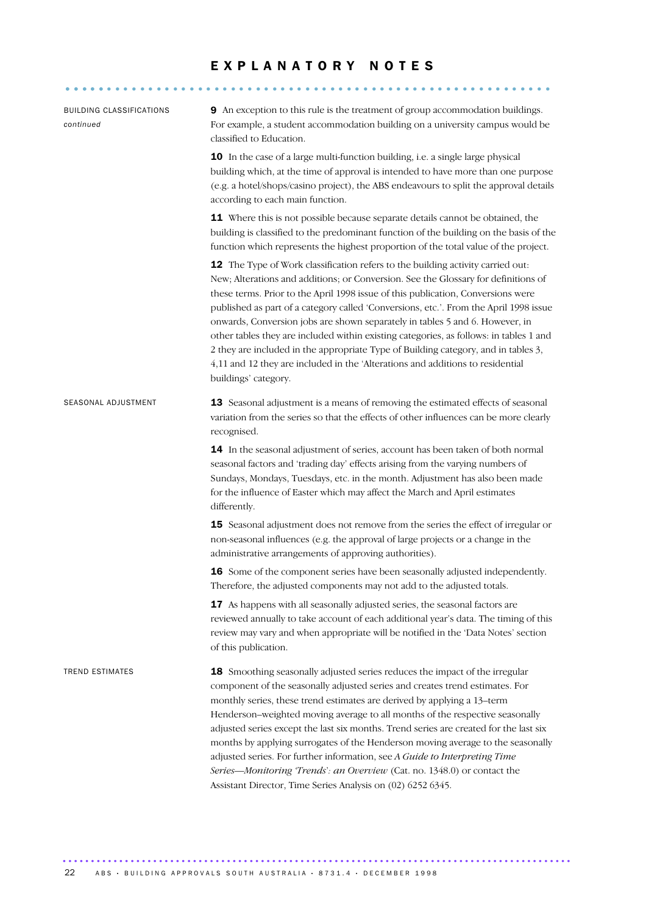# EXPLANATORY NOTES

BUILDING CLASSIFICATIONS *continued*

**9** An exception to this rule is the treatment of group accommodation buildings. For example, a student accommodation building on a university campus would be classified to Education.

**10** In the case of a large multi-function building, i.e. a single large physical building which, at the time of approval is intended to have more than one purpose (e.g. a hotel/shops/casino project), the ABS endeavours to split the approval details according to each main function.

**11** Where this is not possible because separate details cannot be obtained, the building is classified to the predominant function of the building on the basis of the function which represents the highest proportion of the total value of the project.

**12** The Type of Work classification refers to the building activity carried out: New; Alterations and additions; or Conversion. See the Glossary for definitions of these terms. Prior to the April 1998 issue of this publication, Conversions were published as part of a category called 'Conversions, etc.'. From the April 1998 issue onwards, Conversion jobs are shown separately in tables 5 and 6. However, in other tables they are included within existing categories, as follows: in tables 1 and 2 they are included in the appropriate Type of Building category, and in tables 3, 4,11 and 12 they are included in the 'Alterations and additions to residential buildings' category.

SEASONAL ADJUSTMENT

**13** Seasonal adjustment is a means of removing the estimated effects of seasonal variation from the series so that the effects of other influences can be more clearly recognised.

**14** In the seasonal adjustment of series, account has been taken of both normal seasonal factors and 'trading day' effects arising from the varying numbers of Sundays, Mondays, Tuesdays, etc. in the month. Adjustment has also been made for the influence of Easter which may affect the March and April estimates differently.

**15** Seasonal adjustment does not remove from the series the effect of irregular or non-seasonal influences (e.g. the approval of large projects or a change in the administrative arrangements of approving authorities).

**16** Some of the component series have been seasonally adjusted independently. Therefore, the adjusted components may not add to the adjusted totals.

**17** As happens with all seasonally adjusted series, the seasonal factors are reviewed annually to take account of each additional year's data. The timing of this review may vary and when appropriate will be notified in the 'Data Notes' section of this publication.

TREND ESTIMATES

**18** Smoothing seasonally adjusted series reduces the impact of the irregular component of the seasonally adjusted series and creates trend estimates. For monthly series, these trend estimates are derived by applying a 13–term Henderson–weighted moving average to all months of the respective seasonally adjusted series except the last six months. Trend series are created for the last six months by applying surrogates of the Henderson moving average to the seasonally adjusted series. For further information, see *A Guide to Interpreting Time Series—Monitoring 'Trends': an Overview* (Cat. no. 1348.0) or contact the Assistant Director, Time Series Analysis on (02) 6252 6345.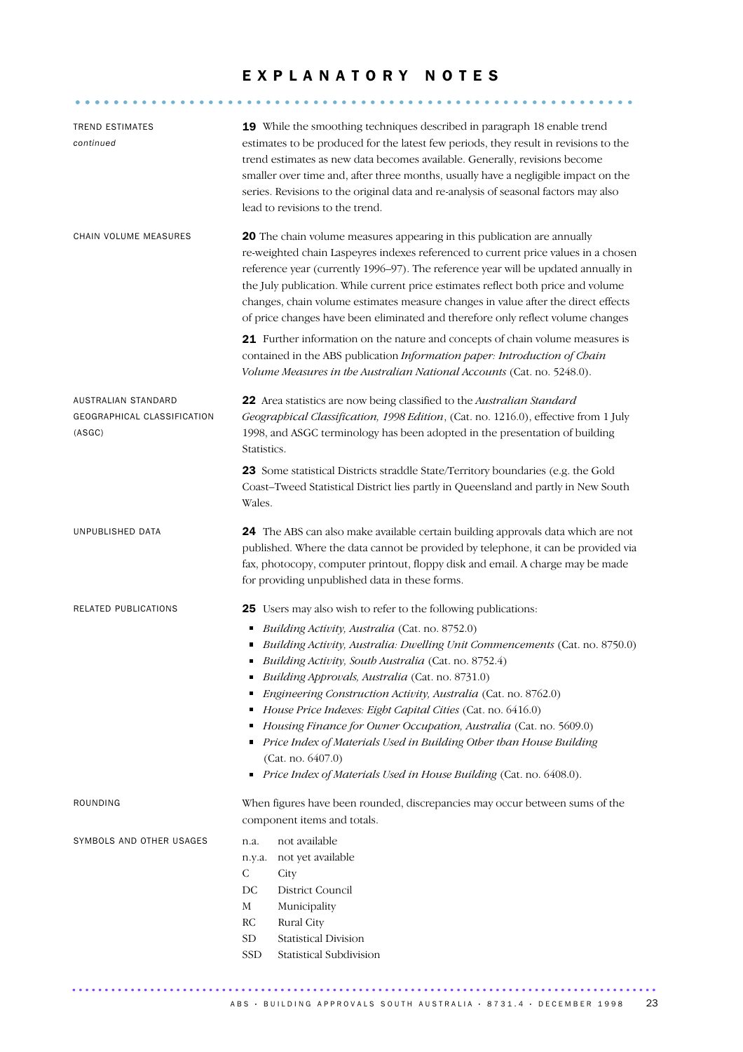# EXPLANATORY NOTES

## TREND ESTIMATES *continued*

**19** While the smoothing techniques described in paragraph 18 enable trend estimates to be produced for the latest few periods, they result in revisions to the trend estimates as new data becomes available. Generally, revisions become smaller over time and, after three months, usually have a negligible impact on the series. Revisions to the original data and re-analysis of seasonal factors may also lead to revisions to the trend.

## CHAIN VOLUME MEASURES

**20** The chain volume measures appearing in this publication are annually re-weighted chain Laspeyres indexes referenced to current price values in a chosen reference year (currently 1996–97). The reference year will be updated annually in the July publication. While current price estimates reflect both price and volume changes, chain volume estimates measure changes in value after the direct effects of price changes have been eliminated and therefore only reflect volume changes

**21** Further information on the nature and concepts of chain volume measures is contained in the ABS publication *Information paper: Introduction of Chain Volume Measures in the Australian National Accounts* (Cat. no. 5248.0).

## AUSTRALIAN STANDARD GEOGRAPHICAL CLASSIFICATION (ASGC)

**22** Area statistics are now being classified to the *Australian Standard Geographical Classification, 1998 Edition*, (Cat. no. 1216.0), effective from 1 July 1998, and ASGC terminology has been adopted in the presentation of building Statistics.

**23** Some statistical Districts straddle State/Territory boundaries (e.g. the Gold Coast–Tweed Statistical District lies partly in Queensland and partly in New South Wales.

## UNPUBLISHED DATA

**24** The ABS can also make available certain building approvals data which are not published. Where the data cannot be provided by telephone, it can be provided via fax, photocopy, computer printout, floppy disk and email. A charge may be made for providing unpublished data in these forms.

## RELATED PUBLICATIONS

**25** Users may also wish to refer to the following publications:

- *Building Activity, Australia* (Cat. no. 8752.0)
- *Building Activity, Australia: Dwelling Unit Commencements* (Cat. no. 8750.0)
- *Building Activity, South Australia* (Cat. no. 8752.4)
- *Building Approvals, Australia* (Cat. no. 8731.0)
- *Engineering Construction Activity, Australia* (Cat. no. 8762.0)
- *House Price Indexes: Eight Capital Cities* (Cat. no. 6416.0)
- *Housing Finance for Owner Occupation, Australia* (Cat. no. 5609.0)
- *Price Index of Materials Used in Building Other than House Building* (Cat. no. 6407.0)
- *Price Index of Materials Used in House Building* (Cat. no. 6408.0).

## ROUNDING

When figures have been rounded, discrepancies may occur between sums of the component items and totals.

## SYMBOLS AND OTHER USAGES

| | |
|---|---|
| n.a. | not available |
| n.y.a. | not yet available |
| C | City |
| DC | District Council |
| M | Municipality |
| RC | Rural City |
| SD | Statistical Division |
| SSD | Statistical Subdivision |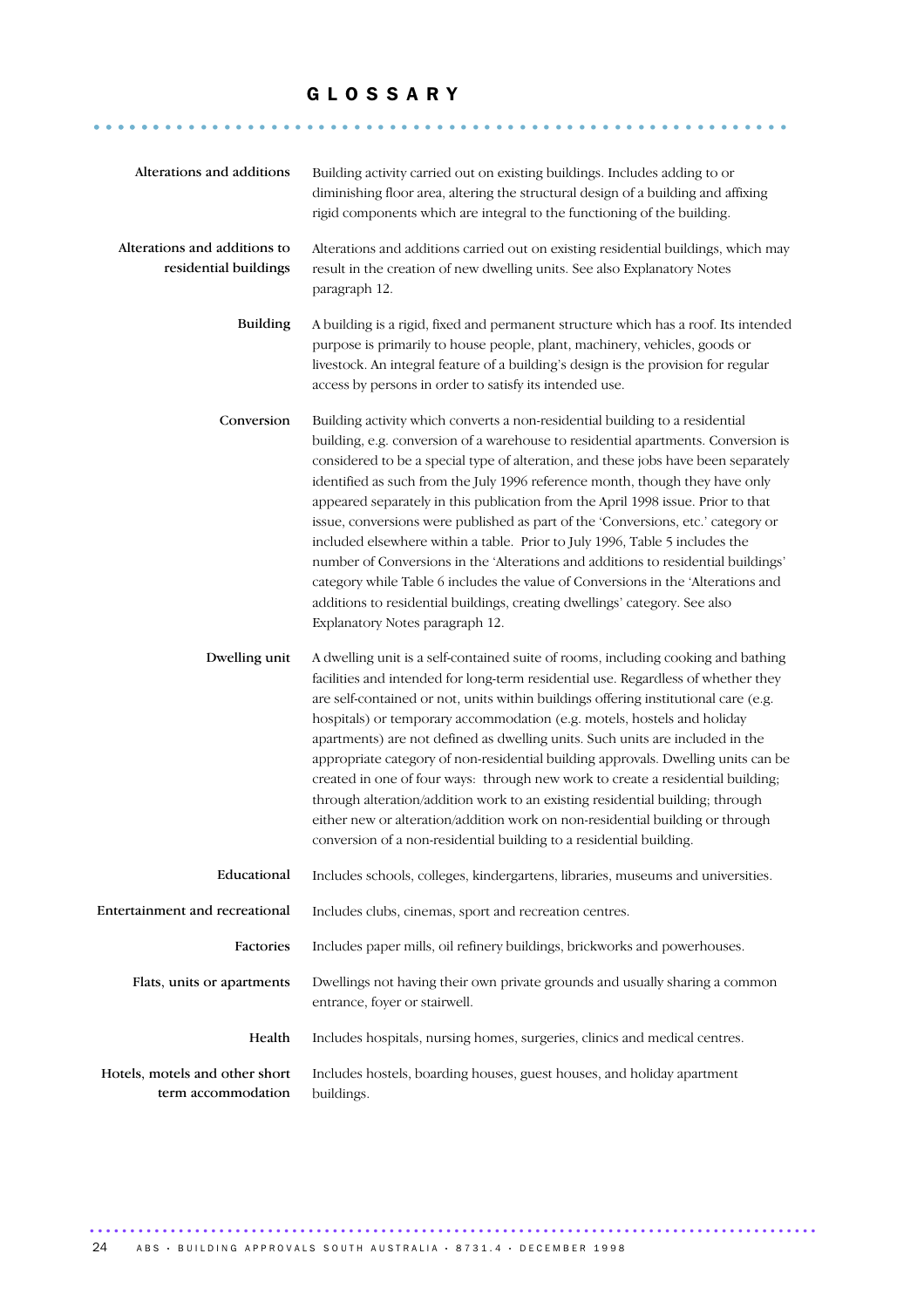# GLOSSARY

**Alterations and additions**
Building activity carried out on existing buildings. Includes adding to or diminishing floor area, altering the structural design of a building and affixing rigid components which are integral to the functioning of the building.

**Alterations and additions to residential buildings**
Alterations and additions carried out on existing residential buildings, which may result in the creation of new dwelling units. See also Explanatory Notes paragraph 12.

**Building**
A building is a rigid, fixed and permanent structure which has a roof. Its intended purpose is primarily to house people, plant, machinery, vehicles, goods or livestock. An integral feature of a building's design is the provision for regular access by persons in order to satisfy its intended use.

**Conversion**
Building activity which converts a non-residential building to a residential building, e.g. conversion of a warehouse to residential apartments. Conversion is considered to be a special type of alteration, and these jobs have been separately identified as such from the July 1996 reference month, though they have only appeared separately in this publication from the April 1998 issue. Prior to that issue, conversions were published as part of the 'Conversions, etc.' category or included elsewhere within a table. Prior to July 1996, Table 5 includes the number of Conversions in the 'Alterations and additions to residential buildings' category while Table 6 includes the value of Conversions in the 'Alterations and additions to residential buildings, creating dwellings' category. See also Explanatory Notes paragraph 12.

**Dwelling unit**
A dwelling unit is a self-contained suite of rooms, including cooking and bathing facilities and intended for long-term residential use. Regardless of whether they are self-contained or not, units within buildings offering institutional care (e.g. hospitals) or temporary accommodation (e.g. motels, hostels and holiday apartments) are not defined as dwelling units. Such units are included in the appropriate category of non-residential building approvals. Dwelling units can be created in one of four ways: through new work to create a residential building; through alteration/addition work to an existing residential building; through either new or alteration/addition work on non-residential building or through conversion of a non-residential building to a residential building.

**Educational**
Includes schools, colleges, kindergartens, libraries, museums and universities.

**Entertainment and recreational**
Includes clubs, cinemas, sport and recreation centres.

**Factories**
Includes paper mills, oil refinery buildings, brickworks and powerhouses.

**Flats, units or apartments**
Dwellings not having their own private grounds and usually sharing a common entrance, foyer or stairwell.

**Health**
Includes hospitals, nursing homes, surgeries, clinics and medical centres.

**Hotels, motels and other short term accommodation**
Includes hostels, boarding houses, guest houses, and holiday apartment buildings.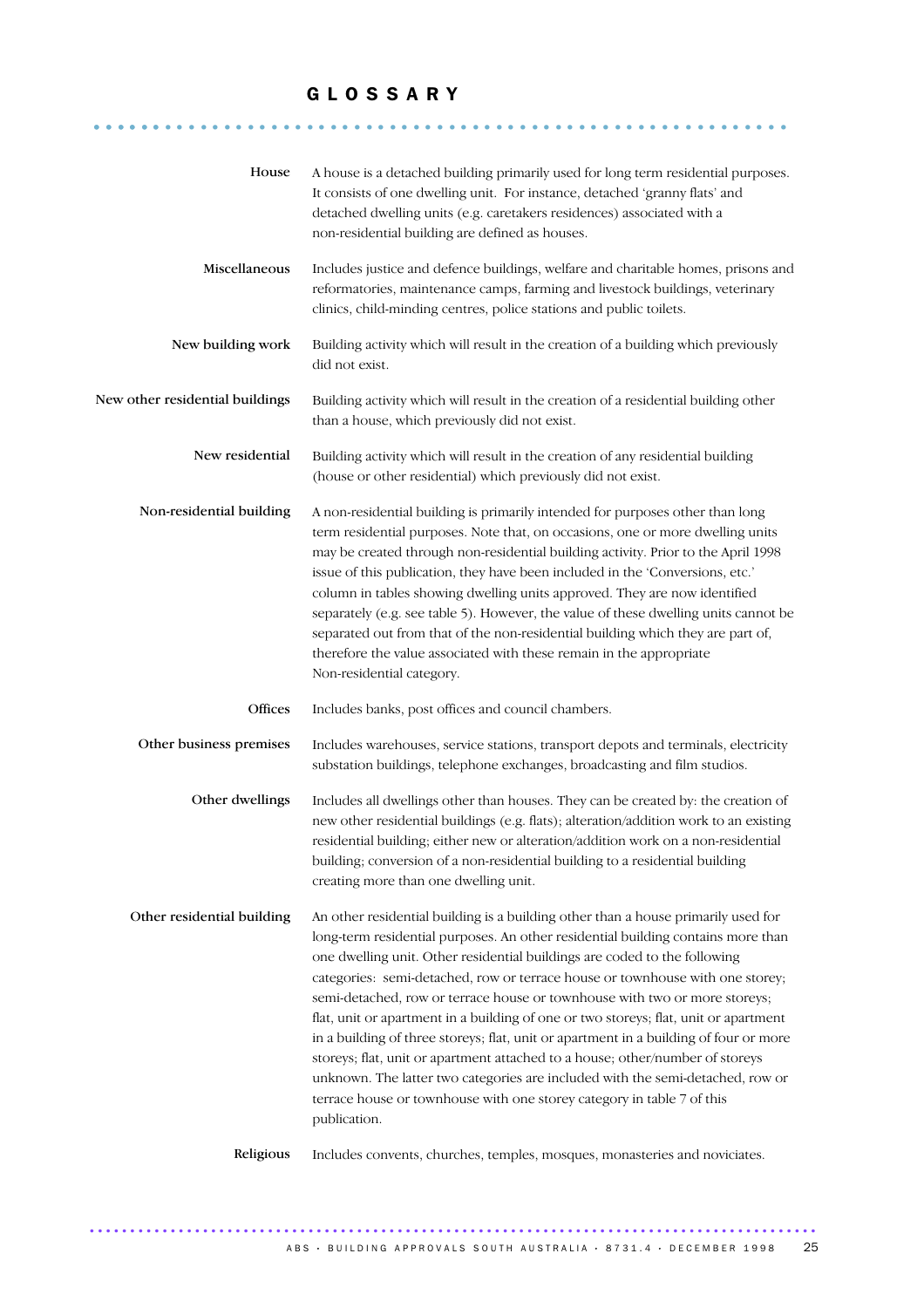# GLOSSARY

**House**
A house is a detached building primarily used for long term residential purposes. It consists of one dwelling unit. For instance, detached 'granny flats' and detached dwelling units (e.g. caretakers residences) associated with a non-residential building are defined as houses.

**Miscellaneous**
Includes justice and defence buildings, welfare and charitable homes, prisons and reformatories, maintenance camps, farming and livestock buildings, veterinary clinics, child-minding centres, police stations and public toilets.

**New building work**
Building activity which will result in the creation of a building which previously did not exist.

**New other residential buildings**
Building activity which will result in the creation of a residential building other than a house, which previously did not exist.

**New residential**
Building activity which will result in the creation of any residential building (house or other residential) which previously did not exist.

**Non-residential building**
A non-residential building is primarily intended for purposes other than long term residential purposes. Note that, on occasions, one or more dwelling units may be created through non-residential building activity. Prior to the April 1998 issue of this publication, they have been included in the 'Conversions, etc.' column in tables showing dwelling units approved. They are now identified separately (e.g. see table 5). However, the value of these dwelling units cannot be separated out from that of the non-residential building which they are part of, therefore the value associated with these remain in the appropriate Non-residential category.

**Offices**
Includes banks, post offices and council chambers.

**Other business premises**
Includes warehouses, service stations, transport depots and terminals, electricity substation buildings, telephone exchanges, broadcasting and film studios.

**Other dwellings**
Includes all dwellings other than houses. They can be created by: the creation of new other residential buildings (e.g. flats); alteration/addition work to an existing residential building; either new or alteration/addition work on a non-residential building; conversion of a non-residential building to a residential building creating more than one dwelling unit.

**Other residential building**
An other residential building is a building other than a house primarily used for long-term residential purposes. An other residential building contains more than one dwelling unit. Other residential buildings are coded to the following categories: semi-detached, row or terrace house or townhouse with one storey; semi-detached, row or terrace house or townhouse with two or more storeys; flat, unit or apartment in a building of one or two storeys; flat, unit or apartment in a building of three storeys; flat, unit or apartment in a building of four or more storeys; flat, unit or apartment attached to a house; other/number of storeys unknown. The latter two categories are included with the semi-detached, row or terrace house or townhouse with one storey category in table 7 of this publication.

**Religious**
Includes convents, churches, temples, mosques, monasteries and noviciates.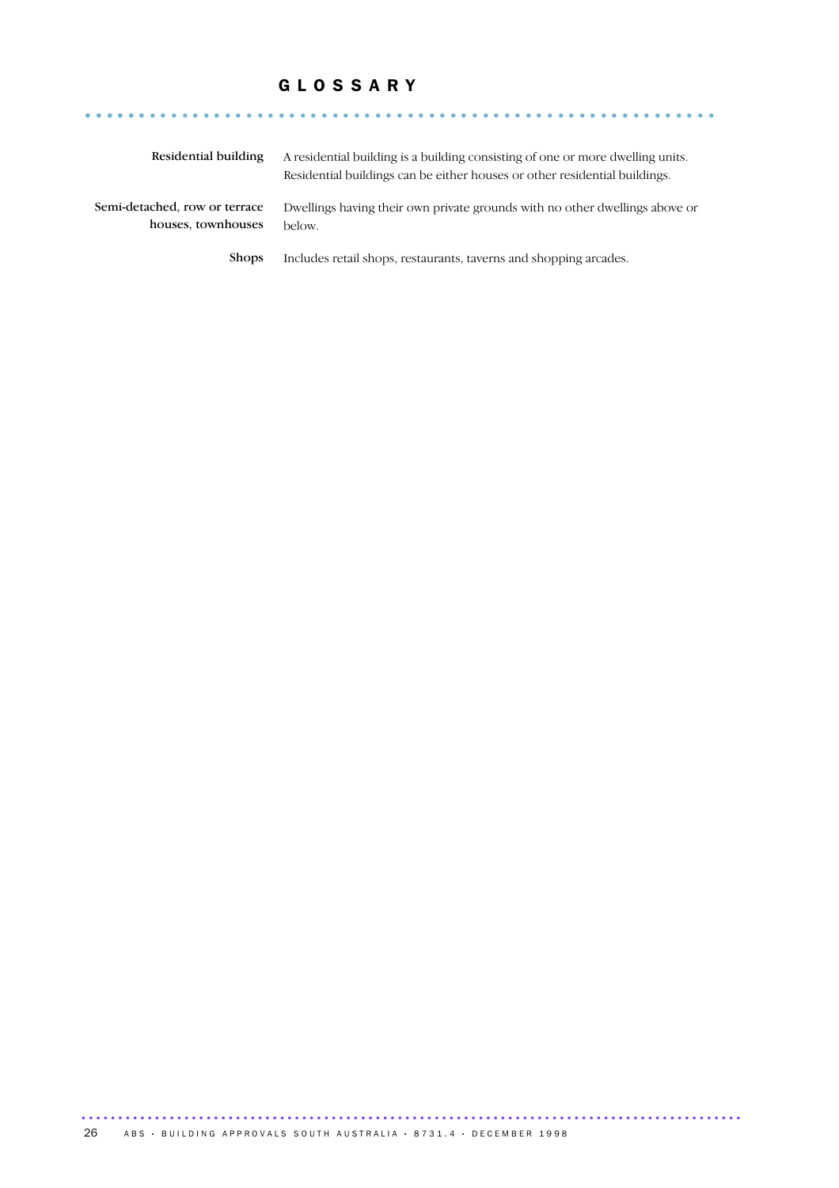# GLOSSARY

**Residential building** A residential building is a building consisting of one or more dwelling units. Residential buildings can be either houses or other residential buildings.

**Semi-detached, row or terrace houses, townhouses** Dwellings having their own private grounds with no other dwellings above or below.

**Shops** Includes retail shops, restaurants, taverns and shopping arcades.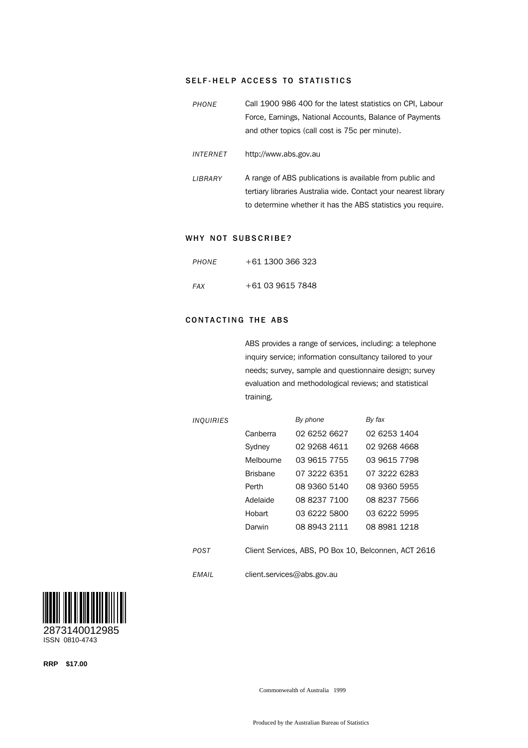## SELF-HELP ACCESS TO STATISTICS

*PHONE* Call 1900 986 400 for the latest statistics on CPI, Labour Force, Earnings, National Accounts, Balance of Payments and other topics (call cost is 75c per minute).

*INTERNET* http://www.abs.gov.au

*LIBRARY* A range of ABS publications is available from public and tertiary libraries Australia wide. Contact your nearest library to determine whether it has the ABS statistics you require.

## WHY NOT SUBSCRIBE?

*PHONE* +61 1300 366 323

*FAX* +61 03 9615 7848

## CONTACTING THE ABS

ABS provides a range of services, including: a telephone inquiry service; information consultancy tailored to your needs; survey, sample and questionnaire design; survey evaluation and methodological reviews; and statistical training.

*INQUIRIES*

| | *By phone* | *By fax* |
|---|---|---|
| Canberra | 02 6252 6627 | 02 6253 1404 |
| Sydney | 02 9268 4611 | 02 9268 4668 |
| Melbourne | 03 9615 7755 | 03 9615 7798 |
| Brisbane | 07 3222 6351 | 07 3222 6283 |
| Perth | 08 9360 5140 | 08 9360 5955 |
| Adelaide | 08 8237 7100 | 08 8237 7566 |
| Hobart | 03 6222 5800 | 03 6222 5995 |
| Darwin | 08 8943 2111 | 08 8981 1218 |

*POST* Client Services, ABS, PO Box 10, Belconnen, ACT 2616

*EMAIL* client.services@abs.gov.au

2873140012985
ISSN 0810-4743

**RRP $17.00**

Commonwealth of Australia 1999

Produced by the Australian Bureau of Statistics